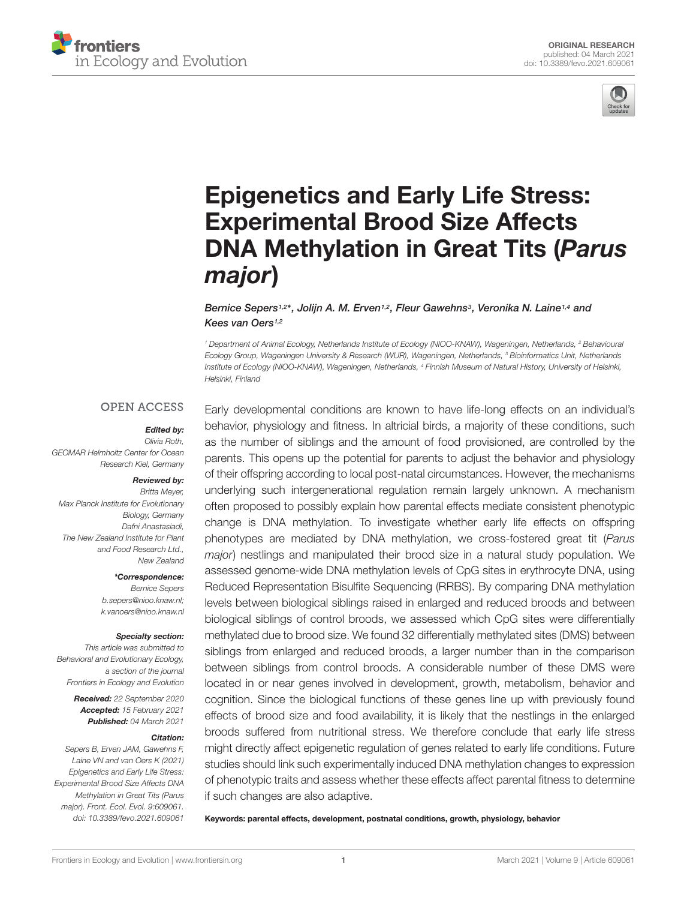ORIGINAL RESEARCH
published: 04 March 2021
doi: 10.3389/fevo.2021.609061

# Epigenetics and Early Life Stress: Experimental Brood Size Affects DNA Methylation in Great Tits (*Parus major*)

*Bernice Sepers[1,2]\*, Jolijn A. M. Erven[1,2], Fleur Gawehns[3], Veronika N. Laine[1,4] and Kees van Oers[1,2]*

[1] Department of Animal Ecology, Netherlands Institute of Ecology (NIOO-KNAW), Wageningen, Netherlands, [2] Behavioural Ecology Group, Wageningen University & Research (WUR), Wageningen, Netherlands, [3] Bioinformatics Unit, Netherlands Institute of Ecology (NIOO-KNAW), Wageningen, Netherlands, [4] Finnish Museum of Natural History, University of Helsinki, Helsinki, Finland

OPEN ACCESS

**Edited by:**
*Olivia Roth,*
*GEOMAR Helmholtz Center for Ocean Research Kiel, Germany*

**Reviewed by:**
*Britta Meyer,*
*Max Planck Institute for Evolutionary Biology, Germany*
*Dafni Anastasiadi,*
*The New Zealand Institute for Plant and Food Research Ltd., New Zealand*

**\*Correspondence:**
*Bernice Sepers*
*b.sepers@nioo.knaw.nl;*
*k.vanoers@nioo.knaw.nl*

**Specialty section:**
*This article was submitted to Behavioral and Evolutionary Ecology, a section of the journal Frontiers in Ecology and Evolution*

**Received:** *22 September 2020*
**Accepted:** *15 February 2021*
**Published:** *04 March 2021*

**Citation:**
*Sepers B, Erven JAM, Gawehns F, Laine VN and van Oers K (2021) Epigenetics and Early Life Stress: Experimental Brood Size Affects DNA Methylation in Great Tits (Parus major). Front. Ecol. Evol. 9:609061. doi: 10.3389/fevo.2021.609061*

Early developmental conditions are known to have life-long effects on an individual's behavior, physiology and fitness. In altricial birds, a majority of these conditions, such as the number of siblings and the amount of food provisioned, are controlled by the parents. This opens up the potential for parents to adjust the behavior and physiology of their offspring according to local post-natal circumstances. However, the mechanisms underlying such intergenerational regulation remain largely unknown. A mechanism often proposed to possibly explain how parental effects mediate consistent phenotypic change is DNA methylation. To investigate whether early life effects on offspring phenotypes are mediated by DNA methylation, we cross-fostered great tit (*Parus major*) nestlings and manipulated their brood size in a natural study population. We assessed genome-wide DNA methylation levels of CpG sites in erythrocyte DNA, using Reduced Representation Bisulfite Sequencing (RRBS). By comparing DNA methylation levels between biological siblings raised in enlarged and reduced broods and between biological siblings of control broods, we assessed which CpG sites were differentially methylated due to brood size. We found 32 differentially methylated sites (DMS) between siblings from enlarged and reduced broods, a larger number than in the comparison between siblings from control broods. A considerable number of these DMS were located in or near genes involved in development, growth, metabolism, behavior and cognition. Since the biological functions of these genes line up with previously found effects of brood size and food availability, it is likely that the nestlings in the enlarged broods suffered from nutritional stress. We therefore conclude that early life stress might directly affect epigenetic regulation of genes related to early life conditions. Future studies should link such experimentally induced DNA methylation changes to expression of phenotypic traits and assess whether these effects affect parental fitness to determine if such changes are also adaptive.

**Keywords: parental effects, development, postnatal conditions, growth, physiology, behavior**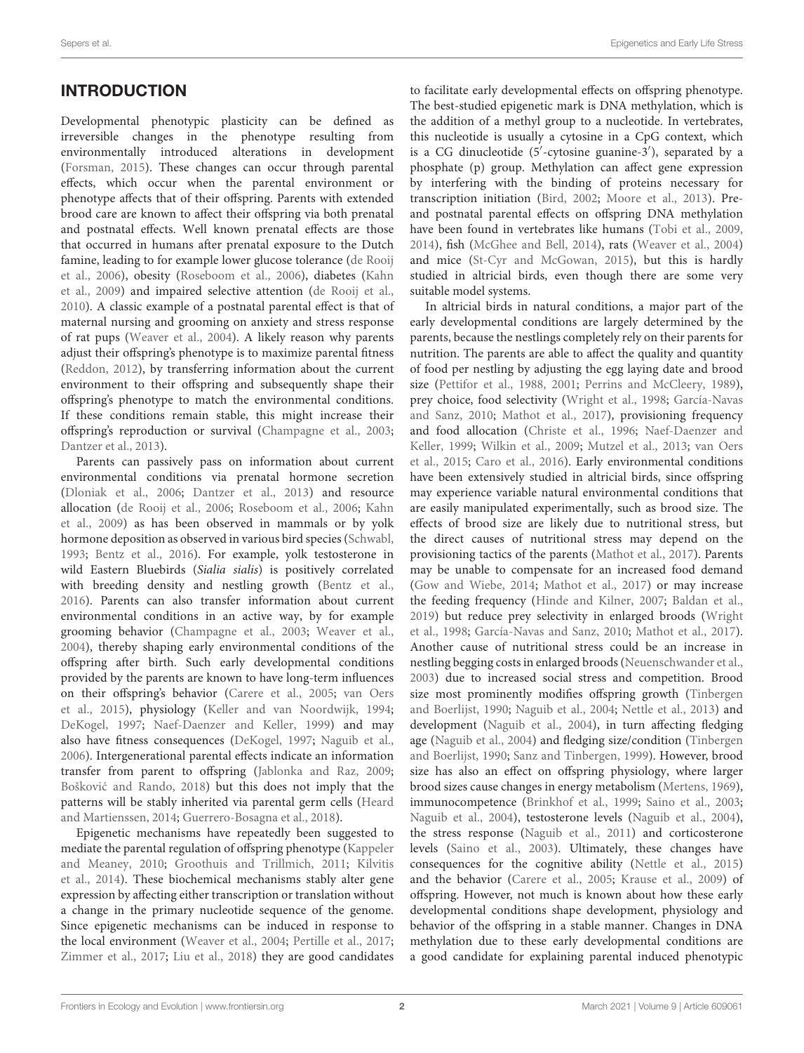## INTRODUCTION

Developmental phenotypic plasticity can be defined as irreversible changes in the phenotype resulting from environmentally introduced alterations in development (Forsman, 2015). These changes can occur through parental effects, which occur when the parental environment or phenotype affects that of their offspring. Parents with extended brood care are known to affect their offspring via both prenatal and postnatal effects. Well known prenatal effects are those that occurred in humans after prenatal exposure to the Dutch famine, leading to for example lower glucose tolerance (de Rooij et al., 2006), obesity (Roseboom et al., 2006), diabetes (Kahn et al., 2009) and impaired selective attention (de Rooij et al., 2010). A classic example of a postnatal parental effect is that of maternal nursing and grooming on anxiety and stress response of rat pups (Weaver et al., 2004). A likely reason why parents adjust their offspring's phenotype is to maximize parental fitness (Reddon, 2012), by transferring information about the current environment to their offspring and subsequently shape their offspring's phenotype to match the environmental conditions. If these conditions remain stable, this might increase their offspring's reproduction or survival (Champagne et al., 2003; Dantzer et al., 2013).

Parents can passively pass on information about current environmental conditions via prenatal hormone secretion (Dloniak et al., 2006; Dantzer et al., 2013) and resource allocation (de Rooij et al., 2006; Roseboom et al., 2006; Kahn et al., 2009) as has been observed in mammals or by yolk hormone deposition as observed in various bird species (Schwabl, 1993; Bentz et al., 2016). For example, yolk testosterone in wild Eastern Bluebirds (*Sialia sialis*) is positively correlated with breeding density and nestling growth (Bentz et al., 2016). Parents can also transfer information about current environmental conditions in an active way, by for example grooming behavior (Champagne et al., 2003; Weaver et al., 2004), thereby shaping early environmental conditions of the offspring after birth. Such early developmental conditions provided by the parents are known to have long-term influences on their offspring's behavior (Carere et al., 2005; van Oers et al., 2015), physiology (Keller and van Noordwijk, 1994; DeKogel, 1997; Naef-Daenzer and Keller, 1999) and may also have fitness consequences (DeKogel, 1997; Naguib et al., 2006). Intergenerational parental effects indicate an information transfer from parent to offspring (Jablonka and Raz, 2009; Bošković and Rando, 2018) but this does not imply that the patterns will be stably inherited via parental germ cells (Heard and Martienssen, 2014; Guerrero-Bosagna et al., 2018).

Epigenetic mechanisms have repeatedly been suggested to mediate the parental regulation of offspring phenotype (Kappeler and Meaney, 2010; Groothuis and Trillmich, 2011; Kilvitis et al., 2014). These biochemical mechanisms stably alter gene expression by affecting either transcription or translation without a change in the primary nucleotide sequence of the genome. Since epigenetic mechanisms can be induced in response to the local environment (Weaver et al., 2004; Pertille et al., 2017; Zimmer et al., 2017; Liu et al., 2018) they are good candidates to facilitate early developmental effects on offspring phenotype. The best-studied epigenetic mark is DNA methylation, which is the addition of a methyl group to a nucleotide. In vertebrates, this nucleotide is usually a cytosine in a CpG context, which is a CG dinucleotide (5′-cytosine guanine-3′), separated by a phosphate (p) group. Methylation can affect gene expression by interfering with the binding of proteins necessary for transcription initiation (Bird, 2002; Moore et al., 2013). Pre- and postnatal parental effects on offspring DNA methylation have been found in vertebrates like humans (Tobi et al., 2009, 2014), fish (McGhee and Bell, 2014), rats (Weaver et al., 2004) and mice (St-Cyr and McGowan, 2015), but this is hardly studied in altricial birds, even though there are some very suitable model systems.

In altricial birds in natural conditions, a major part of the early developmental conditions are largely determined by the parents, because the nestlings completely rely on their parents for nutrition. The parents are able to affect the quality and quantity of food per nestling by adjusting the egg laying date and brood size (Pettifor et al., 1988, 2001; Perrins and McCleery, 1989), prey choice, food selectivity (Wright et al., 1998; García-Navas and Sanz, 2010; Mathot et al., 2017), provisioning frequency and food allocation (Christe et al., 1996; Naef-Daenzer and Keller, 1999; Wilkin et al., 2009; Mutzel et al., 2013; van Oers et al., 2015; Caro et al., 2016). Early environmental conditions have been extensively studied in altricial birds, since offspring may experience variable natural environmental conditions that are easily manipulated experimentally, such as brood size. The effects of brood size are likely due to nutritional stress, but the direct causes of nutritional stress may depend on the provisioning tactics of the parents (Mathot et al., 2017). Parents may be unable to compensate for an increased food demand (Gow and Wiebe, 2014; Mathot et al., 2017) or may increase the feeding frequency (Hinde and Kilner, 2007; Baldan et al., 2019) but reduce prey selectivity in enlarged broods (Wright et al., 1998; García-Navas and Sanz, 2010; Mathot et al., 2017). Another cause of nutritional stress could be an increase in nestling begging costs in enlarged broods (Neuenschwander et al., 2003) due to increased social stress and competition. Brood size most prominently modifies offspring growth (Tinbergen and Boerlijst, 1990; Naguib et al., 2004; Nettle et al., 2013) and development (Naguib et al., 2004), in turn affecting fledging age (Naguib et al., 2004) and fledging size/condition (Tinbergen and Boerlijst, 1990; Sanz and Tinbergen, 1999). However, brood size has also an effect on offspring physiology, where larger brood sizes cause changes in energy metabolism (Mertens, 1969), immunocompetence (Brinkhof et al., 1999; Saino et al., 2003; Naguib et al., 2004), testosterone levels (Naguib et al., 2004), the stress response (Naguib et al., 2011) and corticosterone levels (Saino et al., 2003). Ultimately, these changes have consequences for the cognitive ability (Nettle et al., 2015) and the behavior (Carere et al., 2005; Krause et al., 2009) of offspring. However, not much is known about how these early developmental conditions shape development, physiology and behavior of the offspring in a stable manner. Changes in DNA methylation due to these early developmental conditions are a good candidate for explaining parental induced phenotypic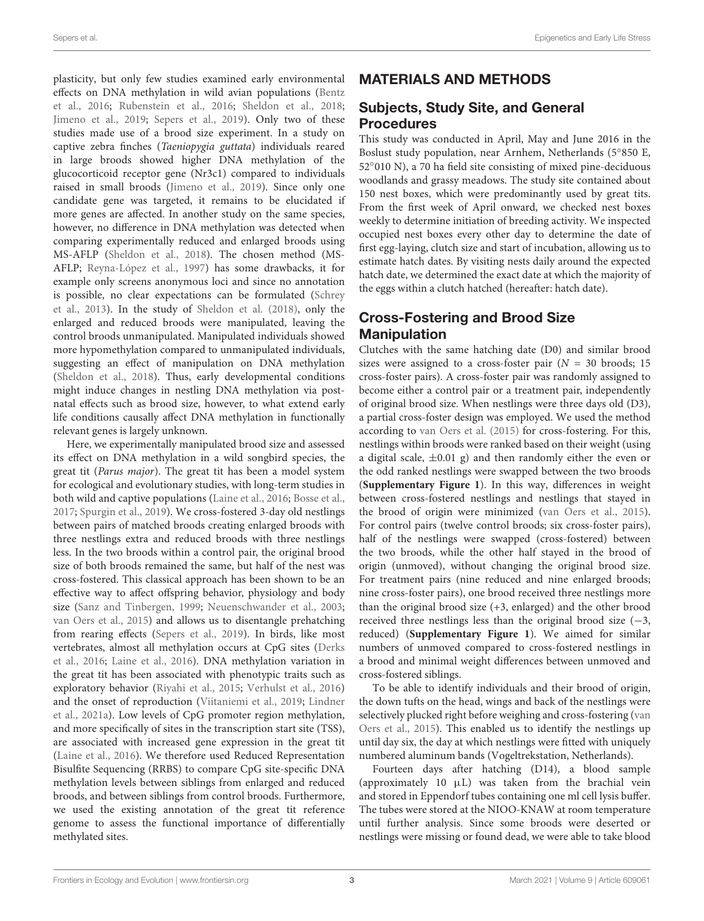plasticity, but only few studies examined early environmental effects on DNA methylation in wild avian populations (Bentz et al., 2016; Rubenstein et al., 2016; Sheldon et al., 2018; Jimeno et al., 2019; Sepers et al., 2019). Only two of these studies made use of a brood size experiment. In a study on captive zebra finches (*Taeniopygia guttata*) individuals reared in large broods showed higher DNA methylation of the glucocorticoid receptor gene (Nr3c1) compared to individuals raised in small broods (Jimeno et al., 2019). Since only one candidate gene was targeted, it remains to be elucidated if more genes are affected. In another study on the same species, however, no difference in DNA methylation was detected when comparing experimentally reduced and enlarged broods using MS-AFLP (Sheldon et al., 2018). The chosen method (MS-AFLP; Reyna-López et al., 1997) has some drawbacks, it for example only screens anonymous loci and since no annotation is possible, no clear expectations can be formulated (Schrey et al., 2013). In the study of Sheldon et al. (2018), only the enlarged and reduced broods were manipulated, leaving the control broods unmanipulated. Manipulated individuals showed more hypomethylation compared to unmanipulated individuals, suggesting an effect of manipulation on DNA methylation (Sheldon et al., 2018). Thus, early developmental conditions might induce changes in nestling DNA methylation via post-natal effects such as brood size, however, to what extend early life conditions causally affect DNA methylation in functionally relevant genes is largely unknown.

Here, we experimentally manipulated brood size and assessed its effect on DNA methylation in a wild songbird species, the great tit (*Parus major*). The great tit has been a model system for ecological and evolutionary studies, with long-term studies in both wild and captive populations (Laine et al., 2016; Bosse et al., 2017; Spurgin et al., 2019). We cross-fostered 3-day old nestlings between pairs of matched broods creating enlarged broods with three nestlings extra and reduced broods with three nestlings less. In the two broods within a control pair, the original brood size of both broods remained the same, but half of the nest was cross-fostered. This classical approach has been shown to be an effective way to affect offspring behavior, physiology and body size (Sanz and Tinbergen, 1999; Neuenschwander et al., 2003; van Oers et al., 2015) and allows us to disentangle prehatching from rearing effects (Sepers et al., 2019). In birds, like most vertebrates, almost all methylation occurs at CpG sites (Derks et al., 2016; Laine et al., 2016). DNA methylation variation in the great tit has been associated with phenotypic traits such as exploratory behavior (Riyahi et al., 2015; Verhulst et al., 2016) and the onset of reproduction (Viitaniemi et al., 2019; Lindner et al., 2021a). Low levels of CpG promoter region methylation, and more specifically of sites in the transcription start site (TSS), are associated with increased gene expression in the great tit (Laine et al., 2016). We therefore used Reduced Representation Bisulfite Sequencing (RRBS) to compare CpG site-specific DNA methylation levels between siblings from enlarged and reduced broods, and between siblings from control broods. Furthermore, we used the existing annotation of the great tit reference genome to assess the functional importance of differentially methylated sites.

## MATERIALS AND METHODS

### Subjects, Study Site, and General Procedures

This study was conducted in April, May and June 2016 in the Boslust study population, near Arnhem, Netherlands (5°850 E, 52°010 N), a 70 ha field site consisting of mixed pine-deciduous woodlands and grassy meadows. The study site contained about 150 nest boxes, which were predominantly used by great tits. From the first week of April onward, we checked nest boxes weekly to determine initiation of breeding activity. We inspected occupied nest boxes every other day to determine the date of first egg-laying, clutch size and start of incubation, allowing us to estimate hatch dates. By visiting nests daily around the expected hatch date, we determined the exact date at which the majority of the eggs within a clutch hatched (hereafter: hatch date).

### Cross-Fostering and Brood Size Manipulation

Clutches with the same hatching date (D0) and similar brood sizes were assigned to a cross-foster pair ($N = 30$ broods; 15 cross-foster pairs). A cross-foster pair was randomly assigned to become either a control pair or a treatment pair, independently of original brood size. When nestlings were three days old (D3), a partial cross-foster design was employed. We used the method according to van Oers et al. (2015) for cross-fostering. For this, nestlings within broods were ranked based on their weight (using a digital scale, ±0.01 g) and then randomly either the even or the odd ranked nestlings were swapped between the two broods (**Supplementary Figure 1**). In this way, differences in weight between cross-fostered nestlings and nestlings that stayed in the brood of origin were minimized (van Oers et al., 2015). For control pairs (twelve control broods; six cross-foster pairs), half of the nestlings were swapped (cross-fostered) between the two broods, while the other half stayed in the brood of origin (unmoved), without changing the original brood size. For treatment pairs (nine reduced and nine enlarged broods; nine cross-foster pairs), one brood received three nestlings more than the original brood size (+3, enlarged) and the other brood received three nestlings less than the original brood size (−3, reduced) (**Supplementary Figure 1**). We aimed for similar numbers of unmoved compared to cross-fostered nestlings in a brood and minimal weight differences between unmoved and cross-fostered siblings.

To be able to identify individuals and their brood of origin, the down tufts on the head, wings and back of the nestlings were selectively plucked right before weighing and cross-fostering (van Oers et al., 2015). This enabled us to identify the nestlings up until day six, the day at which nestlings were fitted with uniquely numbered aluminum bands (Vogeltrekstation, Netherlands).

Fourteen days after hatching (D14), a blood sample (approximately 10 μL) was taken from the brachial vein and stored in Eppendorf tubes containing one ml cell lysis buffer. The tubes were stored at the NIOO-KNAW at room temperature until further analysis. Since some broods were deserted or nestlings were missing or found dead, we were able to take blood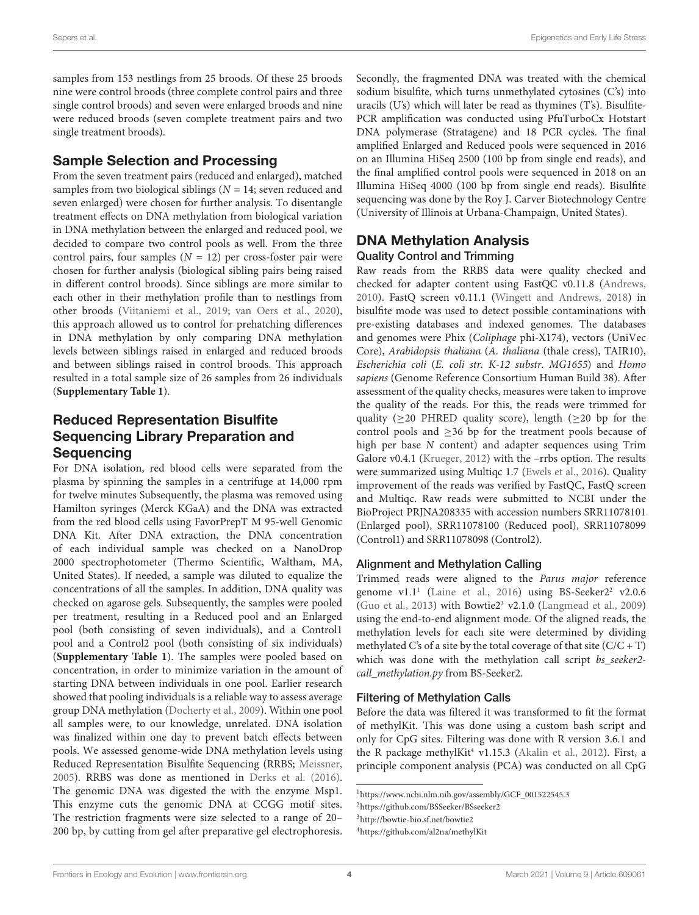samples from 153 nestlings from 25 broods. Of these 25 broods nine were control broods (three complete control pairs and three single control broods) and seven were enlarged broods and nine were reduced broods (seven complete treatment pairs and two single treatment broods).

## Sample Selection and Processing

From the seven treatment pairs (reduced and enlarged), matched samples from two biological siblings ($N = 14$; seven reduced and seven enlarged) were chosen for further analysis. To disentangle treatment effects on DNA methylation from biological variation in DNA methylation between the enlarged and reduced pool, we decided to compare two control pools as well. From the three control pairs, four samples ($N = 12$) per cross-foster pair were chosen for further analysis (biological sibling pairs being raised in different control broods). Since siblings are more similar to each other in their methylation profile than to nestlings from other broods (Viitaniemi et al., 2019; van Oers et al., 2020), this approach allowed us to control for prehatching differences in DNA methylation by only comparing DNA methylation levels between siblings raised in enlarged and reduced broods and between siblings raised in control broods. This approach resulted in a total sample size of 26 samples from 26 individuals (**Supplementary Table 1**).

## Reduced Representation Bisulfite Sequencing Library Preparation and Sequencing

For DNA isolation, red blood cells were separated from the plasma by spinning the samples in a centrifuge at 14,000 rpm for twelve minutes Subsequently, the plasma was removed using Hamilton syringes (Merck KGaA) and the DNA was extracted from the red blood cells using FavorPrepT M 95-well Genomic DNA Kit. After DNA extraction, the DNA concentration of each individual sample was checked on a NanoDrop 2000 spectrophotometer (Thermo Scientific, Waltham, MA, United States). If needed, a sample was diluted to equalize the concentrations of all the samples. In addition, DNA quality was checked on agarose gels. Subsequently, the samples were pooled per treatment, resulting in a Reduced pool and an Enlarged pool (both consisting of seven individuals), and a Control1 pool and a Control2 pool (both consisting of six individuals) (**Supplementary Table 1**). The samples were pooled based on concentration, in order to minimize variation in the amount of starting DNA between individuals in one pool. Earlier research showed that pooling individuals is a reliable way to assess average group DNA methylation (Docherty et al., 2009). Within one pool all samples were, to our knowledge, unrelated. DNA isolation was finalized within one day to prevent batch effects between pools. We assessed genome-wide DNA methylation levels using Reduced Representation Bisulfite Sequencing (RRBS; Meissner, 2005). RRBS was done as mentioned in Derks et al. (2016). The genomic DNA was digested the with the enzyme Msp1. This enzyme cuts the genomic DNA at CCGG motif sites. The restriction fragments were size selected to a range of 20–200 bp, by cutting from gel after preparative gel electrophoresis. Secondly, the fragmented DNA was treated with the chemical sodium bisulfite, which turns unmethylated cytosines (C's) into uracils (U's) which will later be read as thymines (T's). Bisulfite-PCR amplification was conducted using PfuTurboCx Hotstart DNA polymerase (Stratagene) and 18 PCR cycles. The final amplified Enlarged and Reduced pools were sequenced in 2016 on an Illumina HiSeq 2500 (100 bp from single end reads), and the final amplified control pools were sequenced in 2018 on an Illumina HiSeq 4000 (100 bp from single end reads). Bisulfite sequencing was done by the Roy J. Carver Biotechnology Centre (University of Illinois at Urbana-Champaign, United States).

## DNA Methylation Analysis

### Quality Control and Trimming

Raw reads from the RRBS data were quality checked and checked for adapter content using FastQC v0.11.8 (Andrews, 2010). FastQ screen v0.11.1 (Wingett and Andrews, 2018) in bisulfite mode was used to detect possible contaminations with pre-existing databases and indexed genomes. The databases and genomes were Phix (*Coliphage* phi-X174), vectors (UniVec Core), *Arabidopsis thaliana* (*A. thaliana* (thale cress), TAIR10), *Escherichia coli* (*E. coli str. K-12 substr. MG1655*) and *Homo sapiens* (Genome Reference Consortium Human Build 38). After assessment of the quality checks, measures were taken to improve the quality of the reads. For this, the reads were trimmed for quality ($\geq$20 PHRED quality score), length ($\geq$20 bp for the control pools and $\geq$36 bp for the treatment pools because of high per base *N* content) and adapter sequences using Trim Galore v0.4.1 (Krueger, 2012) with the –rrbs option. The results were summarized using Multiqc 1.7 (Ewels et al., 2016). Quality improvement of the reads was verified by FastQC, FastQ screen and Multiqc. Raw reads were submitted to NCBI under the BioProject PRJNA208335 with accession numbers SRR11078101 (Enlarged pool), SRR11078100 (Reduced pool), SRR11078099 (Control1) and SRR11078098 (Control2).

### Alignment and Methylation Calling

Trimmed reads were aligned to the *Parus major* reference genome v1.1[1] (Laine et al., 2016) using BS-Seeker2[2] v2.0.6 (Guo et al., 2013) with Bowtie2[3] v2.1.0 (Langmead et al., 2009) using the end-to-end alignment mode. Of the aligned reads, the methylation levels for each site were determined by dividing methylated C's of a site by the total coverage of that site (C/C + T) which was done with the methylation call script *bs_seeker2-call_methylation.py* from BS-Seeker2.

### Filtering of Methylation Calls

Before the data was filtered it was transformed to fit the format of methylKit. This was done using a custom bash script and only for CpG sites. Filtering was done with R version 3.6.1 and the R package methylKit[4] v1.15.3 (Akalin et al., 2012). First, a principle component analysis (PCA) was conducted on all CpG

[1] https://www.ncbi.nlm.nih.gov/assembly/GCF_001522545.3

[2] https://github.com/BSSeeker/BSseeker2

[3] http://bowtie-bio.sf.net/bowtie2

[4] https://github.com/al2na/methylKit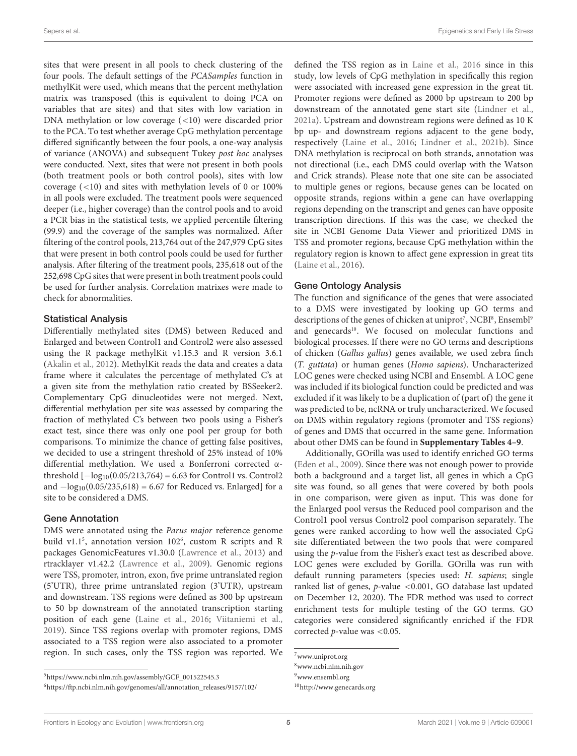sites that were present in all pools to check clustering of the four pools. The default settings of the *PCASamples* function in methylKit were used, which means that the percent methylation matrix was transposed (this is equivalent to doing PCA on variables that are sites) and that sites with low variation in DNA methylation or low coverage (<10) were discarded prior to the PCA. To test whether average CpG methylation percentage differed significantly between the four pools, a one-way analysis of variance (ANOVA) and subsequent Tukey *post hoc* analyses were conducted. Next, sites that were not present in both pools (both treatment pools or both control pools), sites with low coverage (<10) and sites with methylation levels of 0 or 100% in all pools were excluded. The treatment pools were sequenced deeper (i.e., higher coverage) than the control pools and to avoid a PCR bias in the statistical tests, we applied percentile filtering (99.9) and the coverage of the samples was normalized. After filtering of the control pools, 213,764 out of the 247,979 CpG sites that were present in both control pools could be used for further analysis. After filtering of the treatment pools, 235,618 out of the 252,698 CpG sites that were present in both treatment pools could be used for further analysis. Correlation matrixes were made to check for abnormalities.

### Statistical Analysis

Differentially methylated sites (DMS) between Reduced and Enlarged and between Control1 and Control2 were also assessed using the R package methylKit v1.15.3 and R version 3.6.1 (Akalin et al., 2012). MethylKit reads the data and creates a data frame where it calculates the percentage of methylated C's at a given site from the methylation ratio created by BSSeeker2. Complementary CpG dinucleotides were not merged. Next, differential methylation per site was assessed by comparing the fraction of methylated C's between two pools using a Fisher's exact test, since there was only one pool per group for both comparisons. To minimize the chance of getting false positives, we decided to use a stringent threshold of 25% instead of 10% differential methylation. We used a Bonferroni corrected α-threshold [$-\log_{10}(0.05/213{,}764) = 6.63$ for Control1 vs. Control2 and $-\log_{10}(0.05/235{,}618) = 6.67$ for Reduced vs. Enlarged] for a site to be considered a DMS.

### Gene Annotation

DMS were annotated using the *Parus major* reference genome build v1.1[5], annotation version 102[6], custom R scripts and R packages GenomicFeatures v1.30.0 (Lawrence et al., 2013) and rtracklayer v1.42.2 (Lawrence et al., 2009). Genomic regions were TSS, promoter, intron, exon, five prime untranslated region (5'UTR), three prime untranslated region (3'UTR), upstream and downstream. TSS regions were defined as 300 bp upstream to 50 bp downstream of the annotated transcription starting position of each gene (Laine et al., 2016; Viitaniemi et al., 2019). Since TSS regions overlap with promoter regions, DMS associated to a TSS region were also associated to a promoter region. In such cases, only the TSS region was reported. We defined the TSS region as in Laine et al., 2016 since in this study, low levels of CpG methylation in specifically this region were associated with increased gene expression in the great tit. Promoter regions were defined as 2000 bp upstream to 200 bp downstream of the annotated gene start site (Lindner et al., 2021a). Upstream and downstream regions were defined as 10 K bp up- and downstream regions adjacent to the gene body, respectively (Laine et al., 2016; Lindner et al., 2021b). Since DNA methylation is reciprocal on both strands, annotation was not directional (i.e., each DMS could overlap with the Watson and Crick strands). Please note that one site can be associated to multiple genes or regions, because genes can be located on opposite strands, regions within a gene can have overlapping regions depending on the transcript and genes can have opposite transcription directions. If this was the case, we checked the site in NCBI Genome Data Viewer and prioritized DMS in TSS and promoter regions, because CpG methylation within the regulatory region is known to affect gene expression in great tits (Laine et al., 2016).

### Gene Ontology Analysis

The function and significance of the genes that were associated to a DMS were investigated by looking up GO terms and descriptions of the genes of chicken at uniprot[7], NCBI[8], Ensembl[9] and genecards[10]. We focused on molecular functions and biological processes. If there were no GO terms and descriptions of chicken (*Gallus gallus*) genes available, we used zebra finch (*T. guttata*) or human genes (*Homo sapiens*). Uncharacterized LOC genes were checked using NCBI and Ensembl. A LOC gene was included if its biological function could be predicted and was excluded if it was likely to be a duplication of (part of) the gene it was predicted to be, ncRNA or truly uncharacterized. We focused on DMS within regulatory regions (promoter and TSS regions) of genes and DMS that occurred in the same gene. Information about other DMS can be found in **Supplementary Tables 4–9**.

Additionally, GOrilla was used to identify enriched GO terms (Eden et al., 2009). Since there was not enough power to provide both a background and a target list, all genes in which a CpG site was found, so all genes that were covered by both pools in one comparison, were given as input. This was done for the Enlarged pool versus the Reduced pool comparison and the Control1 pool versus Control2 pool comparison separately. The genes were ranked according to how well the associated CpG site differentiated between the two pools that were compared using the *p*-value from the Fisher's exact test as described above. LOC genes were excluded by Gorilla. GOrilla was run with default running parameters (species used: *H. sapiens*; single ranked list of genes, $p$-value $<0.001$, GO database last updated on December 12, 2020). The FDR method was used to correct enrichment tests for multiple testing of the GO terms. GO categories were considered significantly enriched if the FDR corrected $p$-value was $<0.05$.

[5]https://www.ncbi.nlm.nih.gov/assembly/GCF_001522545.3

[6]https://ftp.ncbi.nlm.nih.gov/genomes/all/annotation_releases/9157/102/

[7]www.uniprot.org

[8]www.ncbi.nlm.nih.gov

[9]www.ensembl.org

[10]http://www.genecards.org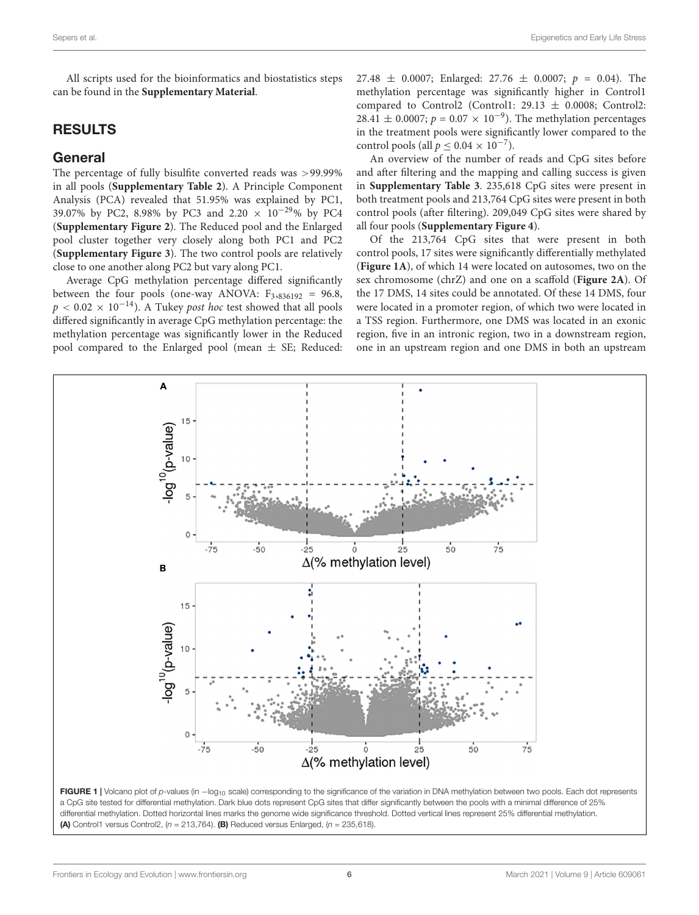All scripts used for the bioinformatics and biostatistics steps can be found in the **Supplementary Material**.

## RESULTS

### General

The percentage of fully bisulfite converted reads was >99.99% in all pools (**Supplementary Table 2**). A Principle Component Analysis (PCA) revealed that 51.95% was explained by PC1, 39.07% by PC2, 8.98% by PC3 and $2.20 \times 10^{-29}$% by PC4 (**Supplementary Figure 2**). The Reduced pool and the Enlarged pool cluster together very closely along both PC1 and PC2 (**Supplementary Figure 3**). The two control pools are relatively close to one another along PC2 but vary along PC1.

Average CpG methylation percentage differed significantly between the four pools (one-way ANOVA: $F_{3,836192} = 96.8$, $p < 0.02 \times 10^{-14}$). A Tukey *post hoc* test showed that all pools differed significantly in average CpG methylation percentage: the methylation percentage was significantly lower in the Reduced pool compared to the Enlarged pool (mean ± SE; Reduced: 27.48 ± 0.0007; Enlarged: 27.76 ± 0.0007; $p = 0.04$). The methylation percentage was significantly higher in Control1 compared to Control2 (Control1: 29.13 ± 0.0008; Control2: 28.41 ± 0.0007; $p = 0.07 \times 10^{-9}$). The methylation percentages in the treatment pools were significantly lower compared to the control pools (all $p \leq 0.04 \times 10^{-7}$).

An overview of the number of reads and CpG sites before and after filtering and the mapping and calling success is given in **Supplementary Table 3**. 235,618 CpG sites were present in both treatment pools and 213,764 CpG sites were present in both control pools (after filtering). 209,049 CpG sites were shared by all four pools (**Supplementary Figure 4**).

Of the 213,764 CpG sites that were present in both control pools, 17 sites were significantly differentially methylated (**Figure 1A**), of which 14 were located on autosomes, two on the sex chromosome (chrZ) and one on a scaffold (**Figure 2A**). Of the 17 DMS, 14 sites could be annotated. Of these 14 DMS, four were located in a promoter region, of which two were located in a TSS region. Furthermore, one DMS was located in an exonic region, five in an intronic region, two in a downstream region, one in an upstream region and one DMS in both an upstream

**FIGURE 1** | Volcano plot of *p*-values (in $-\log_{10}$ scale) corresponding to the significance of the variation in DNA methylation between two pools. Each dot represents a CpG site tested for differential methylation. Dark blue dots represent CpG sites that differ significantly between the pools with a minimal difference of 25% differential methylation. Dotted horizontal lines marks the genome wide significance threshold. Dotted vertical lines represent 25% differential methylation. **(A)** Control1 versus Control2, ($n$ = 213,764). **(B)** Reduced versus Enlarged, ($n$ = 235,618).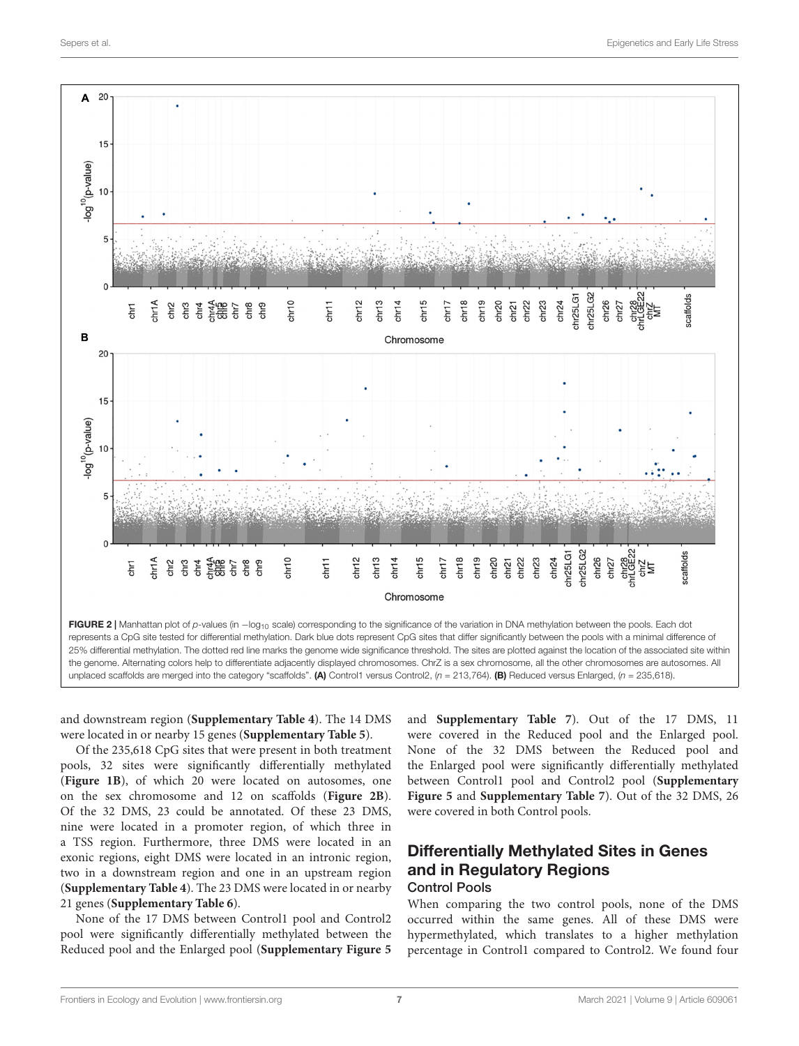FIGURE 2 | Manhattan plot of *p*-values (in $-\log_{10}$ scale) corresponding to the significance of the variation in DNA methylation between the pools. Each dot represents a CpG site tested for differential methylation. Dark blue dots represent CpG sites that differ significantly between the pools with a minimal difference of 25% differential methylation. The dotted red line marks the genome wide significance threshold. The sites are plotted against the location of the associated site within the genome. Alternating colors help to differentiate adjacently displayed chromosomes. ChrZ is a sex chromosome, all the other chromosomes are autosomes. All unplaced scaffolds are merged into the category "scaffolds". **(A)** Control1 versus Control2, ($n$ = 213,764). **(B)** Reduced versus Enlarged, ($n$ = 235,618).

and downstream region (**Supplementary Table 4**). The 14 DMS were located in or nearby 15 genes (**Supplementary Table 5**).

Of the 235,618 CpG sites that were present in both treatment pools, 32 sites were significantly differentially methylated (**Figure 1B**), of which 20 were located on autosomes, one on the sex chromosome and 12 on scaffolds (**Figure 2B**). Of the 32 DMS, 23 could be annotated. Of these 23 DMS, nine were located in a promoter region, of which three in a TSS region. Furthermore, three DMS were located in an exonic regions, eight DMS were located in an intronic region, two in a downstream region and one in an upstream region (**Supplementary Table 4**). The 23 DMS were located in or nearby 21 genes (**Supplementary Table 6**).

None of the 17 DMS between Control1 pool and Control2 pool were significantly differentially methylated between the Reduced pool and the Enlarged pool (**Supplementary Figure 5** and **Supplementary Table 7**). Out of the 17 DMS, 11 were covered in the Reduced pool and the Enlarged pool. None of the 32 DMS between the Reduced pool and the Enlarged pool were significantly differentially methylated between Control1 pool and Control2 pool (**Supplementary Figure 5** and **Supplementary Table 7**). Out of the 32 DMS, 26 were covered in both Control pools.

## Differentially Methylated Sites in Genes and in Regulatory Regions

### Control Pools

When comparing the two control pools, none of the DMS occurred within the same genes. All of these DMS were hypermethylated, which translates to a higher methylation percentage in Control1 compared to Control2. We found four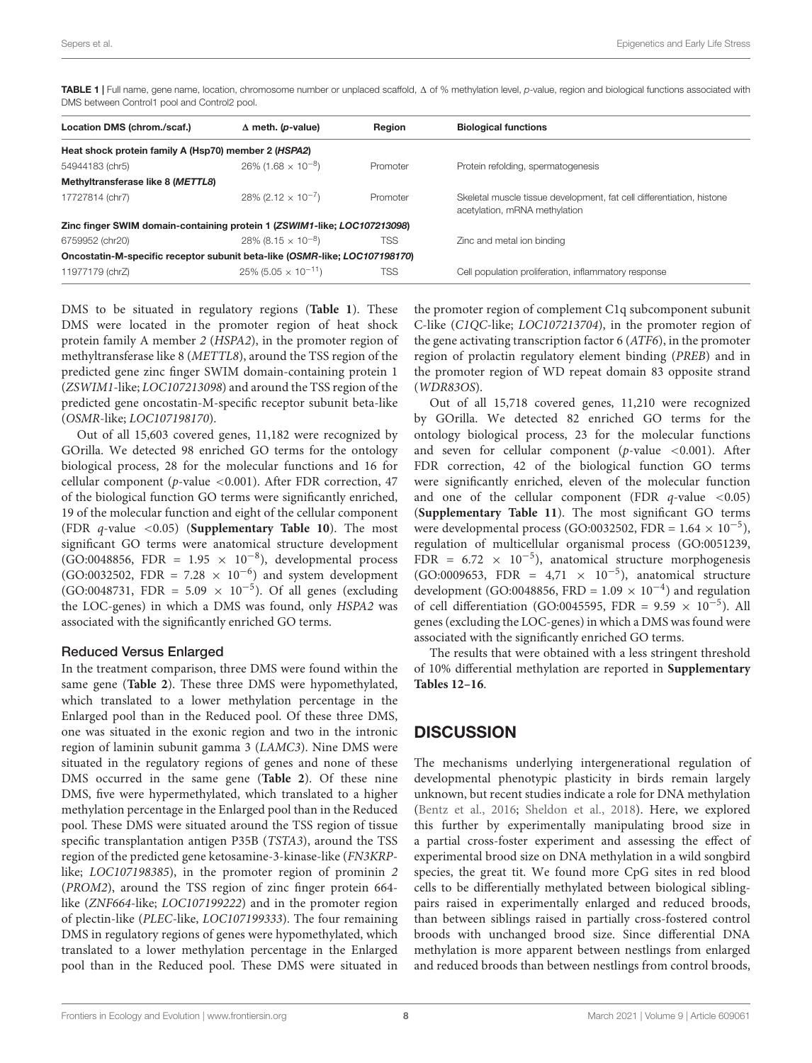**TABLE 1 |** Full name, gene name, location, chromosome number or unplaced scaffold, Δ of % methylation level, *p*-value, region and biological functions associated with DMS between Control1 pool and Control2 pool.

| Location DMS (chrom./scaf.) | Δ meth. (*p*-value) | Region | Biological functions |
|---|---|---|---|
| **Heat shock protein family A (Hsp70) member 2 (*HSPA2*)** | | | |
| 54944183 (chr5) | 26% ($1.68 \times 10^{-8}$) | Promoter | Protein refolding, spermatogenesis |
| **Methyltransferase like 8 (*METTL8*)** | | | |
| 17727814 (chr7) | 28% ($2.12 \times 10^{-7}$) | Promoter | Skeletal muscle tissue development, fat cell differentiation, histone acetylation, mRNA methylation |
| **Zinc finger SWIM domain-containing protein 1 (*ZSWIM1*-like; *LOC107213098*)** | | | |
| 6759952 (chr20) | 28% ($8.15 \times 10^{-8}$) | TSS | Zinc and metal ion binding |
| **Oncostatin-M-specific receptor subunit beta-like (*OSMR*-like; *LOC107198170*)** | | | |
| 11977179 (chrZ) | 25% ($5.05 \times 10^{-11}$) | TSS | Cell population proliferation, inflammatory response |

DMS to be situated in regulatory regions (**Table 1**). These DMS were located in the promoter region of heat shock protein family A member *2* (*HSPA2*), in the promoter region of methyltransferase like 8 (*METTL8*), around the TSS region of the predicted gene zinc finger SWIM domain-containing protein 1 (*ZSWIM1*-like; *LOC107213098*) and around the TSS region of the predicted gene oncostatin-M-specific receptor subunit beta-like (*OSMR*-like; *LOC107198170*).

Out of all 15,603 covered genes, 11,182 were recognized by GOrilla. We detected 98 enriched GO terms for the ontology biological process, 28 for the molecular functions and 16 for cellular component (*p*-value <0.001). After FDR correction, 47 of the biological function GO terms were significantly enriched, 19 of the molecular function and eight of the cellular component (FDR *q*-value <0.05) (**Supplementary Table 10**). The most significant GO terms were anatomical structure development (GO:0048856, FDR = $1.95 \times 10^{-8}$), developmental process (GO:0032502, FDR = $7.28 \times 10^{-6}$) and system development (GO:0048731, FDR = $5.09 \times 10^{-5}$). Of all genes (excluding the LOC-genes) in which a DMS was found, only *HSPA2* was associated with the significantly enriched GO terms.

### Reduced Versus Enlarged

In the treatment comparison, three DMS were found within the same gene (**Table 2**). These three DMS were hypomethylated, which translated to a lower methylation percentage in the Enlarged pool than in the Reduced pool. Of these three DMS, one was situated in the exonic region and two in the intronic region of laminin subunit gamma 3 (*LAMC3*). Nine DMS were situated in the regulatory regions of genes and none of these DMS occurred in the same gene (**Table 2**). Of these nine DMS, five were hypermethylated, which translated to a higher methylation percentage in the Enlarged pool than in the Reduced pool. These DMS were situated around the TSS region of tissue specific transplantation antigen P35B (*TSTA3*), around the TSS region of the predicted gene ketosamine-3-kinase-like (*FN3KRP*-like; *LOC107198385*), in the promoter region of prominin *2* (*PROM2*), around the TSS region of zinc finger protein 664-like (*ZNF664*-like; *LOC107199222*) and in the promoter region of plectin-like (*PLEC*-like, *LOC107199333*). The four remaining DMS in regulatory regions of genes were hypomethylated, which translated to a lower methylation percentage in the Enlarged pool than in the Reduced pool. These DMS were situated in the promoter region of complement C1q subcomponent subunit C-like (*C1QC*-like; *LOC107213704*), in the promoter region of the gene activating transcription factor 6 (*ATF6*), in the promoter region of prolactin regulatory element binding (*PREB*) and in the promoter region of WD repeat domain 83 opposite strand (*WDR83OS*).

Out of all 15,718 covered genes, 11,210 were recognized by GOrilla. We detected 82 enriched GO terms for the ontology biological process, 23 for the molecular functions and seven for cellular component (*p*-value <0.001). After FDR correction, 42 of the biological function GO terms were significantly enriched, eleven of the molecular function and one of the cellular component (FDR *q*-value <0.05) (**Supplementary Table 11**). The most significant GO terms were developmental process (GO:0032502, FDR = $1.64 \times 10^{-5}$), regulation of multicellular organismal process (GO:0051239, FDR = $6.72 \times 10^{-5}$), anatomical structure morphogenesis (GO:0009653, FDR = $4{,}71 \times 10^{-5}$), anatomical structure development (GO:0048856, FRD = $1.09 \times 10^{-4}$) and regulation of cell differentiation (GO:0045595, FDR = $9.59 \times 10^{-5}$). All genes (excluding the LOC-genes) in which a DMS was found were associated with the significantly enriched GO terms.

The results that were obtained with a less stringent threshold of 10% differential methylation are reported in **Supplementary Tables 12–16**.

## DISCUSSION

The mechanisms underlying intergenerational regulation of developmental phenotypic plasticity in birds remain largely unknown, but recent studies indicate a role for DNA methylation (Bentz et al., 2016; Sheldon et al., 2018). Here, we explored this further by experimentally manipulating brood size in a partial cross-foster experiment and assessing the effect of experimental brood size on DNA methylation in a wild songbird species, the great tit. We found more CpG sites in red blood cells to be differentially methylated between biological sibling-pairs raised in experimentally enlarged and reduced broods, than between siblings raised in partially cross-fostered control broods with unchanged brood size. Since differential DNA methylation is more apparent between nestlings from enlarged and reduced broods than between nestlings from control broods,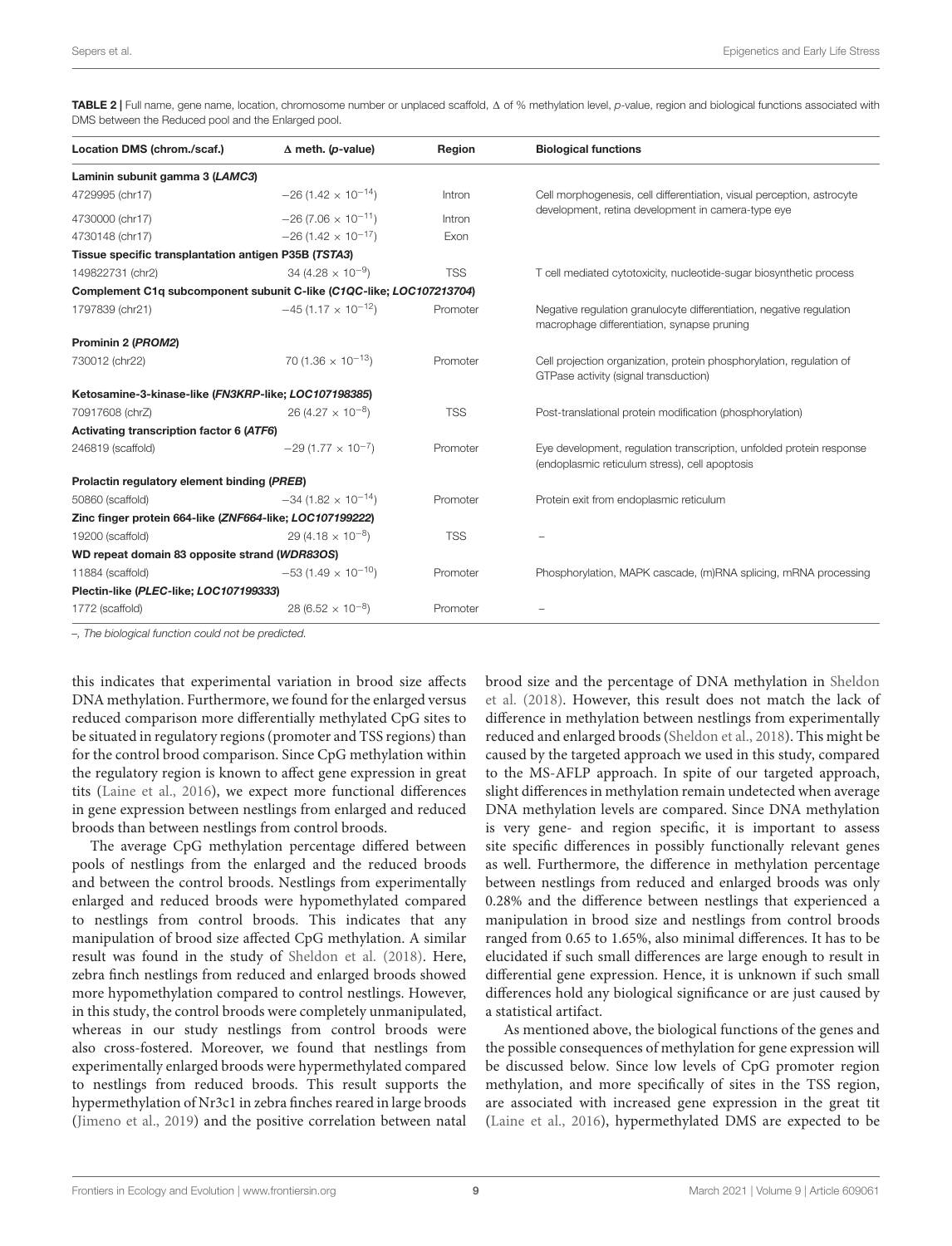**TABLE 2 |** Full name, gene name, location, chromosome number or unplaced scaffold, Δ of % methylation level, *p*-value, region and biological functions associated with DMS between the Reduced pool and the Enlarged pool.

| Location DMS (chrom./scaf.) | Δ meth. (*p*-value) | Region | Biological functions |
|---|---|---|---|
| **Laminin subunit gamma 3 (*LAMC3*)** | | | |
| 4729995 (chr17) | −26 ($1.42 \times 10^{-14}$) | Intron | Cell morphogenesis, cell differentiation, visual perception, astrocyte development, retina development in camera-type eye |
| 4730000 (chr17) | −26 ($7.06 \times 10^{-11}$) | Intron | |
| 4730148 (chr17) | −26 ($1.42 \times 10^{-17}$) | Exon | |
| **Tissue specific transplantation antigen P35B (*TSTA3*)** | | | |
| 149822731 (chr2) | 34 ($4.28 \times 10^{-9}$) | TSS | T cell mediated cytotoxicity, nucleotide-sugar biosynthetic process |
| **Complement C1q subcomponent subunit C-like (*C1QC-like; LOC107213704*)** | | | |
| 1797839 (chr21) | −45 ($1.17 \times 10^{-12}$) | Promoter | Negative regulation granulocyte differentiation, negative regulation macrophage differentiation, synapse pruning |
| **Prominin 2 (*PROM2*)** | | | |
| 730012 (chr22) | 70 ($1.36 \times 10^{-13}$) | Promoter | Cell projection organization, protein phosphorylation, regulation of GTPase activity (signal transduction) |
| **Ketosamine-3-kinase-like (*FN3KRP-like; LOC107198385*)** | | | |
| 70917608 (chrZ) | 26 ($4.27 \times 10^{-8}$) | TSS | Post-translational protein modification (phosphorylation) |
| **Activating transcription factor 6 (*ATF6*)** | | | |
| 246819 (scaffold) | −29 ($1.77 \times 10^{-7}$) | Promoter | Eye development, regulation transcription, unfolded protein response (endoplasmic reticulum stress), cell apoptosis |
| **Prolactin regulatory element binding (*PREB*)** | | | |
| 50860 (scaffold) | −34 ($1.82 \times 10^{-14}$) | Promoter | Protein exit from endoplasmic reticulum |
| **Zinc finger protein 664-like (*ZNF664-like; LOC107199222*)** | | | |
| 19200 (scaffold) | 29 ($4.18 \times 10^{-8}$) | TSS | – |
| **WD repeat domain 83 opposite strand (*WDR83OS*)** | | | |
| 11884 (scaffold) | −53 ($1.49 \times 10^{-10}$) | Promoter | Phosphorylation, MAPK cascade, (m)RNA splicing, mRNA processing |
| **Plectin-like (*PLEC-like; LOC107199333*)** | | | |
| 1772 (scaffold) | 28 ($6.52 \times 10^{-8}$) | Promoter | – |

*–, The biological function could not be predicted.*

this indicates that experimental variation in brood size affects DNA methylation. Furthermore, we found for the enlarged versus reduced comparison more differentially methylated CpG sites to be situated in regulatory regions (promoter and TSS regions) than for the control brood comparison. Since CpG methylation within the regulatory region is known to affect gene expression in great tits (Laine et al., 2016), we expect more functional differences in gene expression between nestlings from enlarged and reduced broods than between nestlings from control broods.

The average CpG methylation percentage differed between pools of nestlings from the enlarged and the reduced broods and between the control broods. Nestlings from experimentally enlarged and reduced broods were hypomethylated compared to nestlings from control broods. This indicates that any manipulation of brood size affected CpG methylation. A similar result was found in the study of Sheldon et al. (2018). Here, zebra finch nestlings from reduced and enlarged broods showed more hypomethylation compared to control nestlings. However, in this study, the control broods were completely unmanipulated, whereas in our study nestlings from control broods were also cross-fostered. Moreover, we found that nestlings from experimentally enlarged broods were hypermethylated compared to nestlings from reduced broods. This result supports the hypermethylation of Nr3c1 in zebra finches reared in large broods (Jimeno et al., 2019) and the positive correlation between natal brood size and the percentage of DNA methylation in Sheldon et al. (2018). However, this result does not match the lack of difference in methylation between nestlings from experimentally reduced and enlarged broods (Sheldon et al., 2018). This might be caused by the targeted approach we used in this study, compared to the MS-AFLP approach. In spite of our targeted approach, slight differences in methylation remain undetected when average DNA methylation levels are compared. Since DNA methylation is very gene- and region specific, it is important to assess site specific differences in possibly functionally relevant genes as well. Furthermore, the difference in methylation percentage between nestlings from reduced and enlarged broods was only 0.28% and the difference between nestlings that experienced a manipulation in brood size and nestlings from control broods ranged from 0.65 to 1.65%, also minimal differences. It has to be elucidated if such small differences are large enough to result in differential gene expression. Hence, it is unknown if such small differences hold any biological significance or are just caused by a statistical artifact.

As mentioned above, the biological functions of the genes and the possible consequences of methylation for gene expression will be discussed below. Since low levels of CpG promoter region methylation, and more specifically of sites in the TSS region, are associated with increased gene expression in the great tit (Laine et al., 2016), hypermethylated DMS are expected to be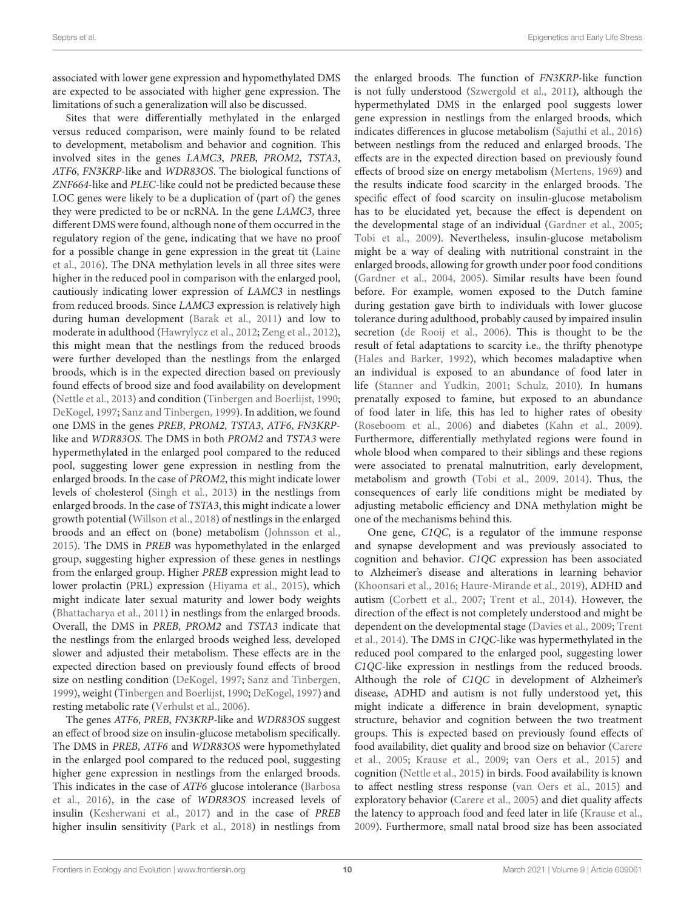associated with lower gene expression and hypomethylated DMS are expected to be associated with higher gene expression. The limitations of such a generalization will also be discussed.

Sites that were differentially methylated in the enlarged versus reduced comparison, were mainly found to be related to development, metabolism and behavior and cognition. This involved sites in the genes *LAMC3*, *PREB*, *PROM2*, *TSTA3*, *ATF6*, *FN3KRP*-like and *WDR83OS*. The biological functions of *ZNF664*-like and *PLEC*-like could not be predicted because these LOC genes were likely to be a duplication of (part of) the genes they were predicted to be or ncRNA. In the gene *LAMC3*, three different DMS were found, although none of them occurred in the regulatory region of the gene, indicating that we have no proof for a possible change in gene expression in the great tit (Laine et al., 2016). The DNA methylation levels in all three sites were higher in the reduced pool in comparison with the enlarged pool, cautiously indicating lower expression of *LAMC3* in nestlings from reduced broods. Since *LAMC3* expression is relatively high during human development (Barak et al., 2011) and low to moderate in adulthood (Hawrylycz et al., 2012; Zeng et al., 2012), this might mean that the nestlings from the reduced broods were further developed than the nestlings from the enlarged broods, which is in the expected direction based on previously found effects of brood size and food availability on development (Nettle et al., 2013) and condition (Tinbergen and Boerlijst, 1990; DeKogel, 1997; Sanz and Tinbergen, 1999). In addition, we found one DMS in the genes *PREB*, *PROM2*, *TSTA3*, *ATF6*, *FN3KRP*-like and *WDR83OS*. The DMS in both *PROM2* and *TSTA3* were hypermethylated in the enlarged pool compared to the reduced pool, suggesting lower gene expression in nestling from the enlarged broods. In the case of *PROM2*, this might indicate lower levels of cholesterol (Singh et al., 2013) in the nestlings from enlarged broods. In the case of *TSTA3*, this might indicate a lower growth potential (Willson et al., 2018) of nestlings in the enlarged broods and an effect on (bone) metabolism (Johnsson et al., 2015). The DMS in *PREB* was hypomethylated in the enlarged group, suggesting higher expression of these genes in nestlings from the enlarged group. Higher *PREB* expression might lead to lower prolactin (PRL) expression (Hiyama et al., 2015), which might indicate later sexual maturity and lower body weights (Bhattacharya et al., 2011) in nestlings from the enlarged broods. Overall, the DMS in *PREB*, *PROM2* and *TSTA3* indicate that the nestlings from the enlarged broods weighed less, developed slower and adjusted their metabolism. These effects are in the expected direction based on previously found effects of brood size on nestling condition (DeKogel, 1997; Sanz and Tinbergen, 1999), weight (Tinbergen and Boerlijst, 1990; DeKogel, 1997) and resting metabolic rate (Verhulst et al., 2006).

The genes *ATF6*, *PREB*, *FN3KRP*-like and *WDR83OS* suggest an effect of brood size on insulin-glucose metabolism specifically. The DMS in *PREB*, *ATF6* and *WDR83OS* were hypomethylated in the enlarged pool compared to the reduced pool, suggesting higher gene expression in nestlings from the enlarged broods. This indicates in the case of *ATF6* glucose intolerance (Barbosa et al., 2016), in the case of *WDR83OS* increased levels of insulin (Kesherwani et al., 2017) and in the case of *PREB* higher insulin sensitivity (Park et al., 2018) in nestlings from the enlarged broods. The function of *FN3KRP*-like function is not fully understood (Szwergold et al., 2011), although the hypermethylated DMS in the enlarged pool suggests lower gene expression in nestlings from the enlarged broods, which indicates differences in glucose metabolism (Sajuthi et al., 2016) between nestlings from the reduced and enlarged broods. The effects are in the expected direction based on previously found effects of brood size on energy metabolism (Mertens, 1969) and the results indicate food scarcity in the enlarged broods. The specific effect of food scarcity on insulin-glucose metabolism has to be elucidated yet, because the effect is dependent on the developmental stage of an individual (Gardner et al., 2005; Tobi et al., 2009). Nevertheless, insulin-glucose metabolism might be a way of dealing with nutritional constraint in the enlarged broods, allowing for growth under poor food conditions (Gardner et al., 2004, 2005). Similar results have been found before. For example, women exposed to the Dutch famine during gestation gave birth to individuals with lower glucose tolerance during adulthood, probably caused by impaired insulin secretion (de Rooij et al., 2006). This is thought to be the result of fetal adaptations to scarcity i.e., the thrifty phenotype (Hales and Barker, 1992), which becomes maladaptive when an individual is exposed to an abundance of food later in life (Stanner and Yudkin, 2001; Schulz, 2010). In humans prenatally exposed to famine, but exposed to an abundance of food later in life, this has led to higher rates of obesity (Roseboom et al., 2006) and diabetes (Kahn et al., 2009). Furthermore, differentially methylated regions were found in whole blood when compared to their siblings and these regions were associated to prenatal malnutrition, early development, metabolism and growth (Tobi et al., 2009, 2014). Thus, the consequences of early life conditions might be mediated by adjusting metabolic efficiency and DNA methylation might be one of the mechanisms behind this.

One gene, *C1QC*, is a regulator of the immune response and synapse development and was previously associated to cognition and behavior. *C1QC* expression has been associated to Alzheimer's disease and alterations in learning behavior (Khoonsari et al., 2016; Haure-Mirande et al., 2019), ADHD and autism (Corbett et al., 2007; Trent et al., 2014). However, the direction of the effect is not completely understood and might be dependent on the developmental stage (Davies et al., 2009; Trent et al., 2014). The DMS in *C1QC*-like was hypermethylated in the reduced pool compared to the enlarged pool, suggesting lower *C1QC*-like expression in nestlings from the reduced broods. Although the role of *C1QC* in development of Alzheimer's disease, ADHD and autism is not fully understood yet, this might indicate a difference in brain development, synaptic structure, behavior and cognition between the two treatment groups. This is expected based on previously found effects of food availability, diet quality and brood size on behavior (Carere et al., 2005; Krause et al., 2009; van Oers et al., 2015) and cognition (Nettle et al., 2015) in birds. Food availability is known to affect nestling stress response (van Oers et al., 2015) and exploratory behavior (Carere et al., 2005) and diet quality affects the latency to approach food and feed later in life (Krause et al., 2009). Furthermore, small natal brood size has been associated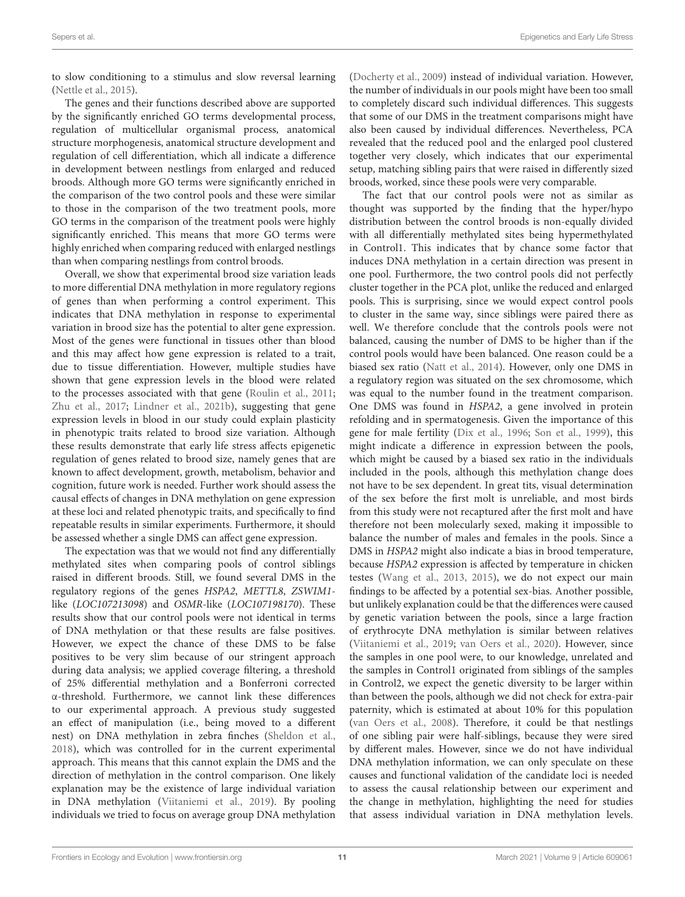to slow conditioning to a stimulus and slow reversal learning (Nettle et al., 2015).

The genes and their functions described above are supported by the significantly enriched GO terms developmental process, regulation of multicellular organismal process, anatomical structure morphogenesis, anatomical structure development and regulation of cell differentiation, which all indicate a difference in development between nestlings from enlarged and reduced broods. Although more GO terms were significantly enriched in the comparison of the two control pools and these were similar to those in the comparison of the two treatment pools, more GO terms in the comparison of the treatment pools were highly significantly enriched. This means that more GO terms were highly enriched when comparing reduced with enlarged nestlings than when comparing nestlings from control broods.

Overall, we show that experimental brood size variation leads to more differential DNA methylation in more regulatory regions of genes than when performing a control experiment. This indicates that DNA methylation in response to experimental variation in brood size has the potential to alter gene expression. Most of the genes were functional in tissues other than blood and this may affect how gene expression is related to a trait, due to tissue differentiation. However, multiple studies have shown that gene expression levels in the blood were related to the processes associated with that gene (Roulin et al., 2011; Zhu et al., 2017; Lindner et al., 2021b), suggesting that gene expression levels in blood in our study could explain plasticity in phenotypic traits related to brood size variation. Although these results demonstrate that early life stress affects epigenetic regulation of genes related to brood size, namely genes that are known to affect development, growth, metabolism, behavior and cognition, future work is needed. Further work should assess the causal effects of changes in DNA methylation on gene expression at these loci and related phenotypic traits, and specifically to find repeatable results in similar experiments. Furthermore, it should be assessed whether a single DMS can affect gene expression.

The expectation was that we would not find any differentially methylated sites when comparing pools of control siblings raised in different broods. Still, we found several DMS in the regulatory regions of the genes *HSPA2*, *METTL8*, *ZSWIM1*-like (*LOC107213098*) and *OSMR*-like (*LOC107198170*). These results show that our control pools were not identical in terms of DNA methylation or that these results are false positives. However, we expect the chance of these DMS to be false positives to be very slim because of our stringent approach during data analysis; we applied coverage filtering, a threshold of 25% differential methylation and a Bonferroni corrected $\alpha$-threshold. Furthermore, we cannot link these differences to our experimental approach. A previous study suggested an effect of manipulation (i.e., being moved to a different nest) on DNA methylation in zebra finches (Sheldon et al., 2018), which was controlled for in the current experimental approach. This means that this cannot explain the DMS and the direction of methylation in the control comparison. One likely explanation may be the existence of large individual variation in DNA methylation (Viitaniemi et al., 2019). By pooling individuals we tried to focus on average group DNA methylation (Docherty et al., 2009) instead of individual variation. However, the number of individuals in our pools might have been too small to completely discard such individual differences. This suggests that some of our DMS in the treatment comparisons might have also been caused by individual differences. Nevertheless, PCA revealed that the reduced pool and the enlarged pool clustered together very closely, which indicates that our experimental setup, matching sibling pairs that were raised in differently sized broods, worked, since these pools were very comparable.

The fact that our control pools were not as similar as thought was supported by the finding that the hyper/hypo distribution between the control broods is non-equally divided with all differentially methylated sites being hypermethylated in Control1. This indicates that by chance some factor that induces DNA methylation in a certain direction was present in one pool. Furthermore, the two control pools did not perfectly cluster together in the PCA plot, unlike the reduced and enlarged pools. This is surprising, since we would expect control pools to cluster in the same way, since siblings were paired there as well. We therefore conclude that the controls pools were not balanced, causing the number of DMS to be higher than if the control pools would have been balanced. One reason could be a biased sex ratio (Natt et al., 2014). However, only one DMS in a regulatory region was situated on the sex chromosome, which was equal to the number found in the treatment comparison. One DMS was found in *HSPA2*, a gene involved in protein refolding and in spermatogenesis. Given the importance of this gene for male fertility (Dix et al., 1996; Son et al., 1999), this might indicate a difference in expression between the pools, which might be caused by a biased sex ratio in the individuals included in the pools, although this methylation change does not have to be sex dependent. In great tits, visual determination of the sex before the first molt is unreliable, and most birds from this study were not recaptured after the first molt and have therefore not been molecularly sexed, making it impossible to balance the number of males and females in the pools. Since a DMS in *HSPA2* might also indicate a bias in brood temperature, because *HSPA2* expression is affected by temperature in chicken testes (Wang et al., 2013, 2015), we do not expect our main findings to be affected by a potential sex-bias. Another possible, but unlikely explanation could be that the differences were caused by genetic variation between the pools, since a large fraction of erythrocyte DNA methylation is similar between relatives (Viitaniemi et al., 2019; van Oers et al., 2020). However, since the samples in one pool were, to our knowledge, unrelated and the samples in Control1 originated from siblings of the samples in Control2, we expect the genetic diversity to be larger within than between the pools, although we did not check for extra-pair paternity, which is estimated at about 10% for this population (van Oers et al., 2008). Therefore, it could be that nestlings of one sibling pair were half-siblings, because they were sired by different males. However, since we do not have individual DNA methylation information, we can only speculate on these causes and functional validation of the candidate loci is needed to assess the causal relationship between our experiment and the change in methylation, highlighting the need for studies that assess individual variation in DNA methylation levels.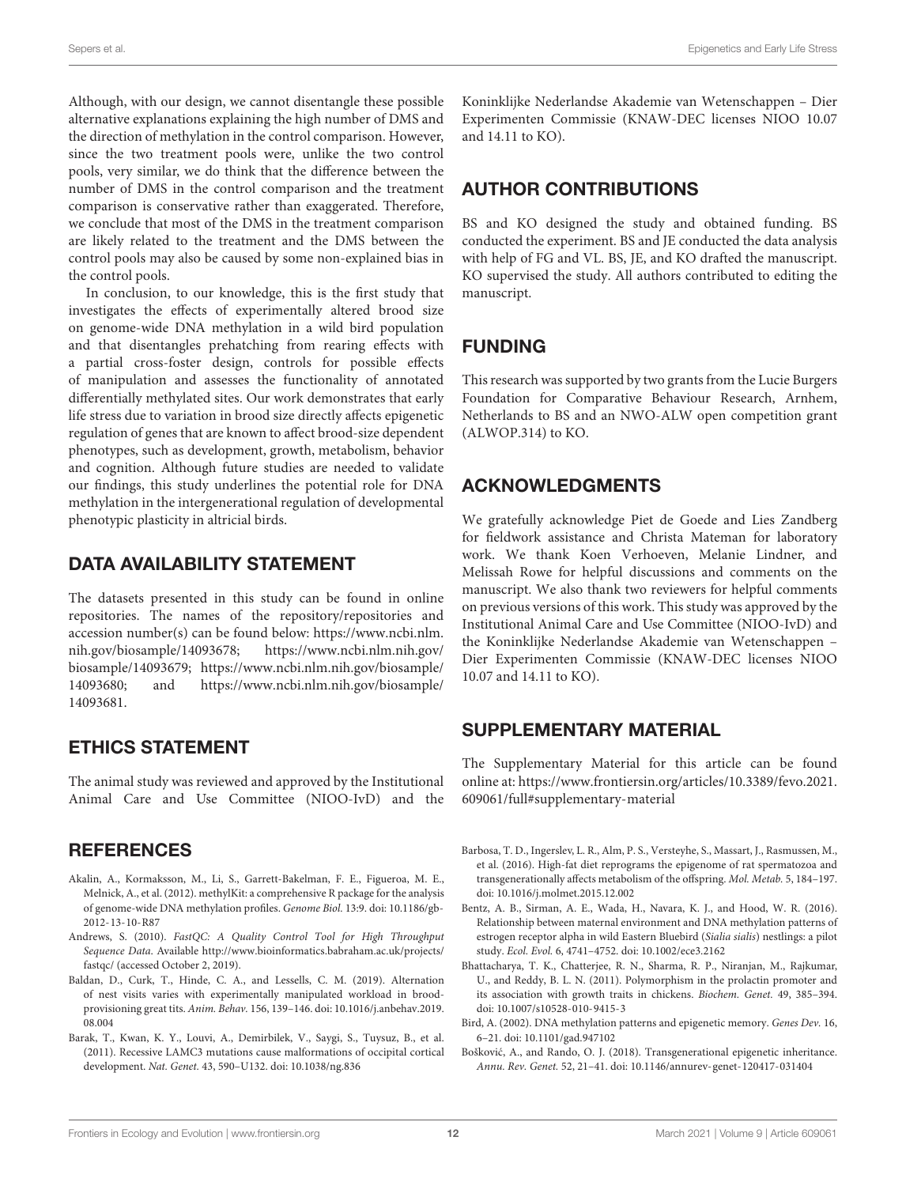Although, with our design, we cannot disentangle these possible alternative explanations explaining the high number of DMS and the direction of methylation in the control comparison. However, since the two treatment pools were, unlike the two control pools, very similar, we do think that the difference between the number of DMS in the control comparison and the treatment comparison is conservative rather than exaggerated. Therefore, we conclude that most of the DMS in the treatment comparison are likely related to the treatment and the DMS between the control pools may also be caused by some non-explained bias in the control pools.

In conclusion, to our knowledge, this is the first study that investigates the effects of experimentally altered brood size on genome-wide DNA methylation in a wild bird population and that disentangles prehatching from rearing effects with a partial cross-foster design, controls for possible effects of manipulation and assesses the functionality of annotated differentially methylated sites. Our work demonstrates that early life stress due to variation in brood size directly affects epigenetic regulation of genes that are known to affect brood-size dependent phenotypes, such as development, growth, metabolism, behavior and cognition. Although future studies are needed to validate our findings, this study underlines the potential role for DNA methylation in the intergenerational regulation of developmental phenotypic plasticity in altricial birds.

## DATA AVAILABILITY STATEMENT

The datasets presented in this study can be found in online repositories. The names of the repository/repositories and accession number(s) can be found below: https://www.ncbi.nlm.nih.gov/biosample/14093678; https://www.ncbi.nlm.nih.gov/biosample/14093679; https://www.ncbi.nlm.nih.gov/biosample/14093680; and https://www.ncbi.nlm.nih.gov/biosample/14093681.

## ETHICS STATEMENT

The animal study was reviewed and approved by the Institutional Animal Care and Use Committee (NIOO-IvD) and the Koninklijke Nederlandse Akademie van Wetenschappen – Dier Experimenten Commissie (KNAW-DEC licenses NIOO 10.07 and 14.11 to KO).

## AUTHOR CONTRIBUTIONS

BS and KO designed the study and obtained funding. BS conducted the experiment. BS and JE conducted the data analysis with help of FG and VL. BS, JE, and KO drafted the manuscript. KO supervised the study. All authors contributed to editing the manuscript.

## FUNDING

This research was supported by two grants from the Lucie Burgers Foundation for Comparative Behaviour Research, Arnhem, Netherlands to BS and an NWO-ALW open competition grant (ALWOP.314) to KO.

## ACKNOWLEDGMENTS

We gratefully acknowledge Piet de Goede and Lies Zandberg for fieldwork assistance and Christa Mateman for laboratory work. We thank Koen Verhoeven, Melanie Lindner, and Melissah Rowe for helpful discussions and comments on the manuscript. We also thank two reviewers for helpful comments on previous versions of this work. This study was approved by the Institutional Animal Care and Use Committee (NIOO-IvD) and the Koninklijke Nederlandse Akademie van Wetenschappen – Dier Experimenten Commissie (KNAW-DEC licenses NIOO 10.07 and 14.11 to KO).

## SUPPLEMENTARY MATERIAL

The Supplementary Material for this article can be found online at: https://www.frontiersin.org/articles/10.3389/fevo.2021.609061/full#supplementary-material

## REFERENCES

Akalin, A., Kormaksson, M., Li, S., Garrett-Bakelman, F. E., Figueroa, M. E., Melnick, A., et al. (2012). methylKit: a comprehensive R package for the analysis of genome-wide DNA methylation profiles. *Genome Biol.* 13:9. doi: 10.1186/gb-2012-13-10-R87

Andrews, S. (2010). *FastQC: A Quality Control Tool for High Throughput Sequence Data*. Available http://www.bioinformatics.babraham.ac.uk/projects/fastqc/ (accessed October 2, 2019).

Baldan, D., Curk, T., Hinde, C. A., and Lessells, C. M. (2019). Alternation of nest visits varies with experimentally manipulated workload in brood-provisioning great tits. *Anim. Behav.* 156, 139–146. doi: 10.1016/j.anbehav.2019.08.004

Barak, T., Kwan, K. Y., Louvi, A., Demirbilek, V., Saygi, S., Tuysuz, B., et al. (2011). Recessive LAMC3 mutations cause malformations of occipital cortical development. *Nat. Genet.* 43, 590–U132. doi: 10.1038/ng.836

Barbosa, T. D., Ingerslev, L. R., Alm, P. S., Versteyhe, S., Massart, J., Rasmussen, M., et al. (2016). High-fat diet reprograms the epigenome of rat spermatozoa and transgenerationally affects metabolism of the offspring. *Mol. Metab.* 5, 184–197. doi: 10.1016/j.molmet.2015.12.002

Bentz, A. B., Sirman, A. E., Wada, H., Navara, K. J., and Hood, W. R. (2016). Relationship between maternal environment and DNA methylation patterns of estrogen receptor alpha in wild Eastern Bluebird (*Sialia sialis*) nestlings: a pilot study. *Ecol. Evol.* 6, 4741–4752. doi: 10.1002/ece3.2162

Bhattacharya, T. K., Chatterjee, R. N., Sharma, R. P., Niranjan, M., Rajkumar, U., and Reddy, B. L. N. (2011). Polymorphism in the prolactin promoter and its association with growth traits in chickens. *Biochem. Genet.* 49, 385–394. doi: 10.1007/s10528-010-9415-3

Bird, A. (2002). DNA methylation patterns and epigenetic memory. *Genes Dev.* 16, 6–21. doi: 10.1101/gad.947102

Bošković, A., and Rando, O. J. (2018). Transgenerational epigenetic inheritance. *Annu. Rev. Genet.* 52, 21–41. doi: 10.1146/annurev-genet-120417-031404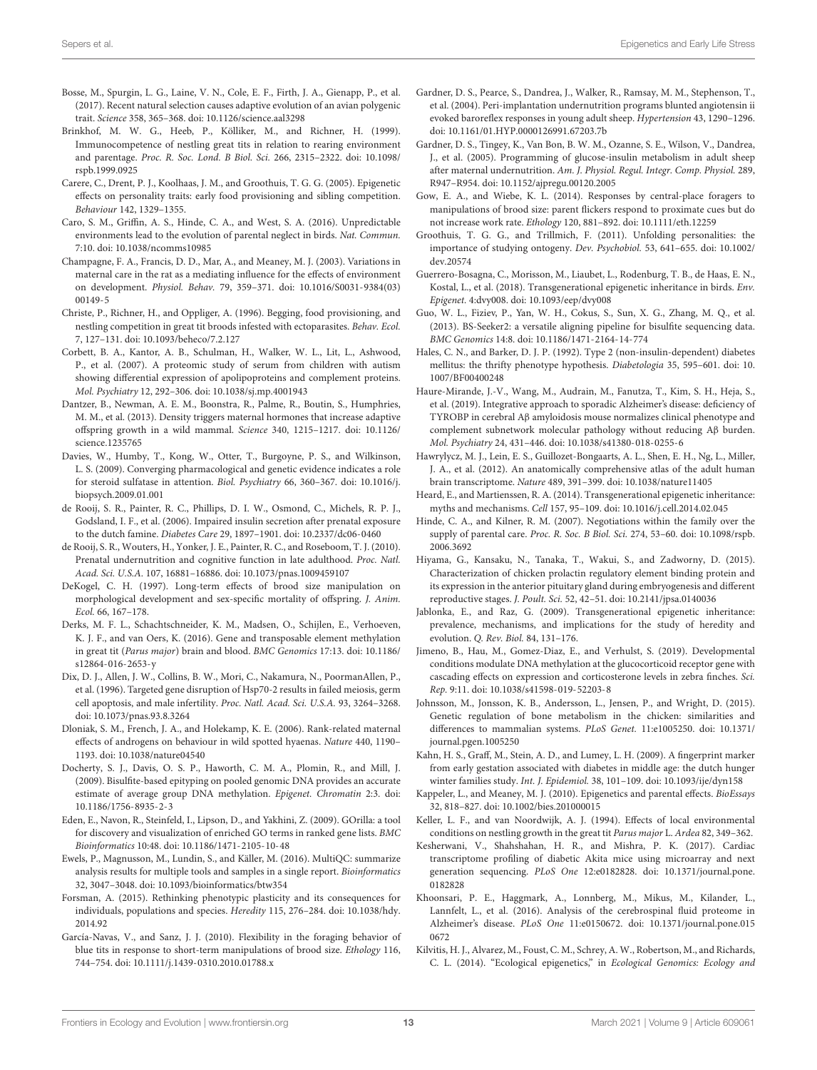Bosse, M., Spurgin, L. G., Laine, V. N., Cole, E. F., Firth, J. A., Gienapp, P., et al. (2017). Recent natural selection causes adaptive evolution of an avian polygenic trait. *Science* 358, 365–368. doi: 10.1126/science.aal3298

Brinkhof, M. W. G., Heeb, P., Kölliker, M., and Richner, H. (1999). Immunocompetence of nestling great tits in relation to rearing environment and parentage. *Proc. R. Soc. Lond. B Biol. Sci.* 266, 2315–2322. doi: 10.1098/rspb.1999.0925

Carere, C., Drent, P. J., Koolhaas, J. M., and Groothuis, T. G. G. (2005). Epigenetic effects on personality traits: early food provisioning and sibling competition. *Behaviour* 142, 1329–1355.

Caro, S. M., Griffin, A. S., Hinde, C. A., and West, S. A. (2016). Unpredictable environments lead to the evolution of parental neglect in birds. *Nat. Commun.* 7:10. doi: 10.1038/ncomms10985

Champagne, F. A., Francis, D. D., Mar, A., and Meaney, M. J. (2003). Variations in maternal care in the rat as a mediating influence for the effects of environment on development. *Physiol. Behav.* 79, 359–371. doi: 10.1016/S0031-9384(03)00149-5

Christe, P., Richner, H., and Oppliger, A. (1996). Begging, food provisioning, and nestling competition in great tit broods infested with ectoparasites. *Behav. Ecol.* 7, 127–131. doi: 10.1093/beheco/7.2.127

Corbett, B. A., Kantor, A. B., Schulman, H., Walker, W. L., Lit, L., Ashwood, P., et al. (2007). A proteomic study of serum from children with autism showing differential expression of apolipoproteins and complement proteins. *Mol. Psychiatry* 12, 292–306. doi: 10.1038/sj.mp.4001943

Dantzer, B., Newman, A. E. M., Boonstra, R., Palme, R., Boutin, S., Humphries, M. M., et al. (2013). Density triggers maternal hormones that increase adaptive offspring growth in a wild mammal. *Science* 340, 1215–1217. doi: 10.1126/science.1235765

Davies, W., Humby, T., Kong, W., Otter, T., Burgoyne, P. S., and Wilkinson, L. S. (2009). Converging pharmacological and genetic evidence indicates a role for steroid sulfatase in attention. *Biol. Psychiatry* 66, 360–367. doi: 10.1016/j.biopsych.2009.01.001

de Rooij, S. R., Painter, R. C., Phillips, D. I. W., Osmond, C., Michels, R. P. J., Godsland, I. F., et al. (2006). Impaired insulin secretion after prenatal exposure to the dutch famine. *Diabetes Care* 29, 1897–1901. doi: 10.2337/dc06-0460

de Rooij, S. R., Wouters, H., Yonker, J. E., Painter, R. C., and Roseboom, T. J. (2010). Prenatal undernutrition and cognitive function in late adulthood. *Proc. Natl. Acad. Sci. U.S.A.* 107, 16881–16886. doi: 10.1073/pnas.1009459107

DeKogel, C. H. (1997). Long-term effects of brood size manipulation on morphological development and sex-specific mortality of offspring. *J. Anim. Ecol.* 66, 167–178.

Derks, M. F. L., Schachtschneider, K. M., Madsen, O., Schijlen, E., Verhoeven, K. J. F., and van Oers, K. (2016). Gene and transposable element methylation in great tit (*Parus major*) brain and blood. *BMC Genomics* 17:13. doi: 10.1186/s12864-016-2653-y

Dix, D. J., Allen, J. W., Collins, B. W., Mori, C., Nakamura, N., PoormanAllen, P., et al. (1996). Targeted gene disruption of Hsp70-2 results in failed meiosis, germ cell apoptosis, and male infertility. *Proc. Natl. Acad. Sci. U.S.A.* 93, 3264–3268. doi: 10.1073/pnas.93.8.3264

Dloniak, S. M., French, J. A., and Holekamp, K. E. (2006). Rank-related maternal effects of androgens on behaviour in wild spotted hyaenas. *Nature* 440, 1190–1193. doi: 10.1038/nature04540

Docherty, S. J., Davis, O. S. P., Haworth, C. M. A., Plomin, R., and Mill, J. (2009). Bisulfite-based epityping on pooled genomic DNA provides an accurate estimate of average group DNA methylation. *Epigenet. Chromatin* 2:3. doi: 10.1186/1756-8935-2-3

Eden, E., Navon, R., Steinfeld, I., Lipson, D., and Yakhini, Z. (2009). GOrilla: a tool for discovery and visualization of enriched GO terms in ranked gene lists. *BMC Bioinformatics* 10:48. doi: 10.1186/1471-2105-10-48

Ewels, P., Magnusson, M., Lundin, S., and Käller, M. (2016). MultiQC: summarize analysis results for multiple tools and samples in a single report. *Bioinformatics* 32, 3047–3048. doi: 10.1093/bioinformatics/btw354

Forsman, A. (2015). Rethinking phenotypic plasticity and its consequences for individuals, populations and species. *Heredity* 115, 276–284. doi: 10.1038/hdy.2014.92

García-Navas, V., and Sanz, J. J. (2010). Flexibility in the foraging behavior of blue tits in response to short-term manipulations of brood size. *Ethology* 116, 744–754. doi: 10.1111/j.1439-0310.2010.01788.x

Gardner, D. S., Pearce, S., Dandrea, J., Walker, R., Ramsay, M. M., Stephenson, T., et al. (2004). Peri-implantation undernutrition programs blunted angiotensin ii evoked baroreflex responses in young adult sheep. *Hypertension* 43, 1290–1296. doi: 10.1161/01.HYP.0000126991.67203.7b

Gardner, D. S., Tingey, K., Van Bon, B. W. M., Ozanne, S. E., Wilson, V., Dandrea, J., et al. (2005). Programming of glucose-insulin metabolism in adult sheep after maternal undernutrition. *Am. J. Physiol. Regul. Integr. Comp. Physiol.* 289, R947–R954. doi: 10.1152/ajpregu.00120.2005

Gow, E. A., and Wiebe, K. L. (2014). Responses by central-place foragers to manipulations of brood size: parent flickers respond to proximate cues but do not increase work rate. *Ethology* 120, 881–892. doi: 10.1111/eth.12259

Groothuis, T. G. G., and Trillmich, F. (2011). Unfolding personalities: the importance of studying ontogeny. *Dev. Psychobiol.* 53, 641–655. doi: 10.1002/dev.20574

Guerrero-Bosagna, C., Morisson, M., Liaubet, L., Rodenburg, T. B., de Haas, E. N., Kostal, L., et al. (2018). Transgenerational epigenetic inheritance in birds. *Env. Epigenet.* 4:dvy008. doi: 10.1093/eep/dvy008

Guo, W. L., Fiziev, P., Yan, W. H., Cokus, S., Sun, X. G., Zhang, M. Q., et al. (2013). BS-Seeker2: a versatile aligning pipeline for bisulfite sequencing data. *BMC Genomics* 14:8. doi: 10.1186/1471-2164-14-774

Hales, C. N., and Barker, D. J. P. (1992). Type 2 (non-insulin-dependent) diabetes mellitus: the thrifty phenotype hypothesis. *Diabetologia* 35, 595–601. doi: 10.1007/BF00400248

Haure-Mirande, J.-V., Wang, M., Audrain, M., Fanutza, T., Kim, S. H., Heja, S., et al. (2019). Integrative approach to sporadic Alzheimer's disease: deficiency of TYROBP in cerebral Aβ amyloidosis mouse normalizes clinical phenotype and complement subnetwork molecular pathology without reducing Aβ burden. *Mol. Psychiatry* 24, 431–446. doi: 10.1038/s41380-018-0255-6

Hawrylycz, M. J., Lein, E. S., Guillozet-Bongaarts, A. L., Shen, E. H., Ng, L., Miller, J. A., et al. (2012). An anatomically comprehensive atlas of the adult human brain transcriptome. *Nature* 489, 391–399. doi: 10.1038/nature11405

Heard, E., and Martienssen, R. A. (2014). Transgenerational epigenetic inheritance: myths and mechanisms. *Cell* 157, 95–109. doi: 10.1016/j.cell.2014.02.045

Hinde, C. A., and Kilner, R. M. (2007). Negotiations within the family over the supply of parental care. *Proc. R. Soc. B Biol. Sci.* 274, 53–60. doi: 10.1098/rspb.2006.3692

Hiyama, G., Kansaku, N., Tanaka, T., Wakui, S., and Zadworny, D. (2015). Characterization of chicken prolactin regulatory element binding protein and its expression in the anterior pituitary gland during embryogenesis and different reproductive stages. *J. Poult. Sci.* 52, 42–51. doi: 10.2141/jpsa.0140036

Jablonka, E., and Raz, G. (2009). Transgenerational epigenetic inheritance: prevalence, mechanisms, and implications for the study of heredity and evolution. *Q. Rev. Biol.* 84, 131–176.

Jimeno, B., Hau, M., Gomez-Diaz, E., and Verhulst, S. (2019). Developmental conditions modulate DNA methylation at the glucocorticoid receptor gene with cascading effects on expression and corticosterone levels in zebra finches. *Sci. Rep.* 9:11. doi: 10.1038/s41598-019-52203-8

Johnsson, M., Jonsson, K. B., Andersson, L., Jensen, P., and Wright, D. (2015). Genetic regulation of bone metabolism in the chicken: similarities and differences to mammalian systems. *PLoS Genet.* 11:e1005250. doi: 10.1371/journal.pgen.1005250

Kahn, H. S., Graff, M., Stein, A. D., and Lumey, L. H. (2009). A fingerprint marker from early gestation associated with diabetes in middle age: the dutch hunger winter families study. *Int. J. Epidemiol.* 38, 101–109. doi: 10.1093/ije/dyn158

Kappeler, L., and Meaney, M. J. (2010). Epigenetics and parental effects. *BioEssays* 32, 818–827. doi: 10.1002/bies.201000015

Keller, L. F., and van Noordwijk, A. J. (1994). Effects of local environmental conditions on nestling growth in the great tit *Parus major* L. *Ardea* 82, 349–362.

Kesherwani, V., Shahshahan, H. R., and Mishra, P. K. (2017). Cardiac transcriptome profiling of diabetic Akita mice using microarray and next generation sequencing. *PLoS One* 12:e0182828. doi: 10.1371/journal.pone.0182828

Khoonsari, P. E., Haggmark, A., Lonnberg, M., Mikus, M., Kilander, L., Lannfelt, L., et al. (2016). Analysis of the cerebrospinal fluid proteome in Alzheimer's disease. *PLoS One* 11:e0150672. doi: 10.1371/journal.pone.0150672

Kilvitis, H. J., Alvarez, M., Foust, C. M., Schrey, A. W., Robertson, M., and Richards, C. L. (2014). "Ecological epigenetics," in *Ecological Genomics: Ecology and*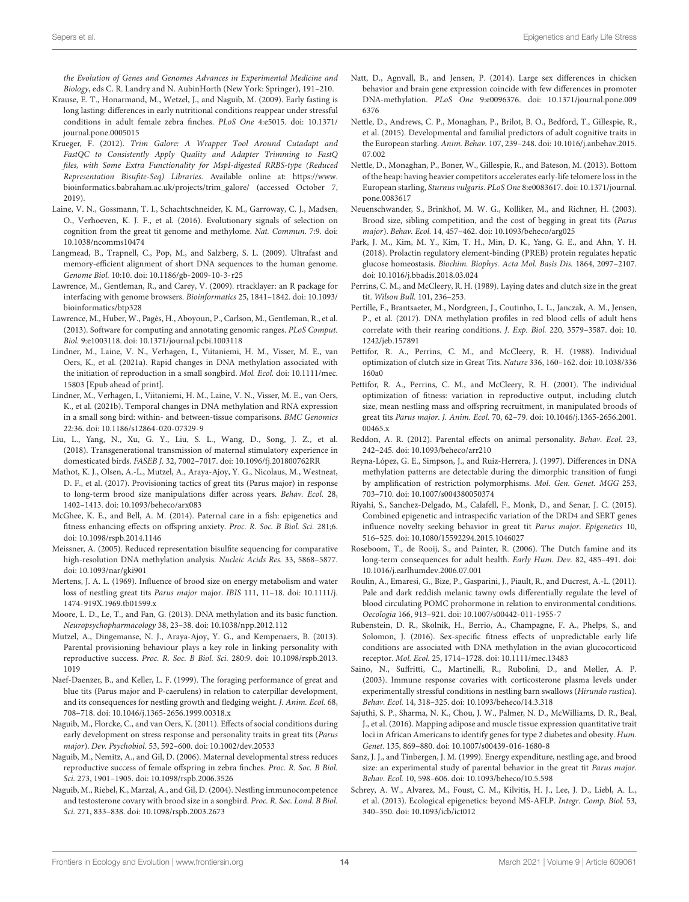*the Evolution of Genes and Genomes Advances in Experimental Medicine and Biology*, eds C. R. Landry and N. AubinHorth (New York: Springer), 191–210.

Krause, E. T., Honarmand, M., Wetzel, J., and Naguib, M. (2009). Early fasting is long lasting: differences in early nutritional conditions reappear under stressful conditions in adult female zebra finches. *PLoS One* 4:e5015. doi: 10.1371/journal.pone.0005015

Krueger, F. (2012). *Trim Galore: A Wrapper Tool Around Cutadapt and FastQC to Consistently Apply Quality and Adapter Trimming to FastQ files, with Some Extra Functionality for MspI-digested RRBS-type (Reduced Representation Bisufite-Seq) Libraries*. Available online at: https://www.bioinformatics.babraham.ac.uk/projects/trim_galore/ (accessed October 7, 2019).

Laine, V. N., Gossmann, T. I., Schachtschneider, K. M., Garroway, C. J., Madsen, O., Verhoeven, K. J. F., et al. (2016). Evolutionary signals of selection on cognition from the great tit genome and methylome. *Nat. Commun.* 7:9. doi: 10.1038/ncomms10474

Langmead, B., Trapnell, C., Pop, M., and Salzberg, S. L. (2009). Ultrafast and memory-efficient alignment of short DNA sequences to the human genome. *Genome Biol.* 10:10. doi: 10.1186/gb-2009-10-3-r25

Lawrence, M., Gentleman, R., and Carey, V. (2009). rtracklayer: an R package for interfacing with genome browsers. *Bioinformatics* 25, 1841–1842. doi: 10.1093/bioinformatics/btp328

Lawrence, M., Huber, W., Pagès, H., Aboyoun, P., Carlson, M., Gentleman, R., et al. (2013). Software for computing and annotating genomic ranges. *PLoS Comput. Biol.* 9:e1003118. doi: 10.1371/journal.pcbi.1003118

Lindner, M., Laine, V. N., Verhagen, I., Viitaniemi, H. M., Visser, M. E., van Oers, K., et al. (2021a). Rapid changes in DNA methylation associated with the initiation of reproduction in a small songbird. *Mol. Ecol.* doi: 10.1111/mec.15803 [Epub ahead of print].

Lindner, M., Verhagen, I., Viitaniemi, H. M., Laine, V. N., Visser, M. E., van Oers, K., et al. (2021b). Temporal changes in DNA methylation and RNA expression in a small song bird: within- and between-tissue comparisons. *BMC Genomics* 22:36. doi: 10.1186/s12864-020-07329-9

Liu, L., Yang, N., Xu, G. Y., Liu, S. L., Wang, D., Song, J. Z., et al. (2018). Transgenerational transmission of maternal stimulatory experience in domesticated birds. *FASEB J.* 32, 7002–7017. doi: 10.1096/fj.201800762RR

Mathot, K. J., Olsen, A.-L., Mutzel, A., Araya-Ajoy, Y. G., Nicolaus, M., Westneat, D. F., et al. (2017). Provisioning tactics of great tits (Parus major) in response to long-term brood size manipulations differ across years. *Behav. Ecol.* 28, 1402–1413. doi: 10.1093/beheco/arx083

McGhee, K. E., and Bell, A. M. (2014). Paternal care in a fish: epigenetics and fitness enhancing effects on offspring anxiety. *Proc. R. Soc. B Biol. Sci.* 281;6. doi: 10.1098/rspb.2014.1146

Meissner, A. (2005). Reduced representation bisulfite sequencing for comparative high-resolution DNA methylation analysis. *Nucleic Acids Res.* 33, 5868–5877. doi: 10.1093/nar/gki901

Mertens, J. A. L. (1969). Influence of brood size on energy metabolism and water loss of nestling great tits *Parus major* major. *IBIS* 111, 11–18. doi: 10.1111/j.1474-919X.1969.tb01599.x

Moore, L. D., Le, T., and Fan, G. (2013). DNA methylation and its basic function. *Neuropsychopharmacology* 38, 23–38. doi: 10.1038/npp.2012.112

Mutzel, A., Dingemanse, N. J., Araya-Ajoy, Y. G., and Kempenaers, B. (2013). Parental provisioning behaviour plays a key role in linking personality with reproductive success. *Proc. R. Soc. B Biol. Sci.* 280:9. doi: 10.1098/rspb.2013.1019

Naef-Daenzer, B., and Keller, L. F. (1999). The foraging performance of great and blue tits (Parus major and P-caerulens) in relation to caterpillar development, and its consequences for nestling growth and fledging weight. *J. Anim. Ecol.* 68, 708–718. doi: 10.1046/j.1365-2656.1999.00318.x

Naguib, M., Florcke, C., and van Oers, K. (2011). Effects of social conditions during early development on stress response and personality traits in great tits (*Parus major*). *Dev. Psychobiol.* 53, 592–600. doi: 10.1002/dev.20533

Naguib, M., Nemitz, A., and Gil, D. (2006). Maternal developmental stress reduces reproductive success of female offspring in zebra finches. *Proc. R. Soc. B Biol. Sci.* 273, 1901–1905. doi: 10.1098/rspb.2006.3526

Naguib, M., Riebel, K., Marzal, A., and Gil, D. (2004). Nestling immunocompetence and testosterone covary with brood size in a songbird. *Proc. R. Soc. Lond. B Biol. Sci.* 271, 833–838. doi: 10.1098/rspb.2003.2673

Natt, D., Agnvall, B., and Jensen, P. (2014). Large sex differences in chicken behavior and brain gene expression coincide with few differences in promoter DNA-methylation. *PLoS One* 9:e0096376. doi: 10.1371/journal.pone.0096376

Nettle, D., Andrews, C. P., Monaghan, P., Brilot, B. O., Bedford, T., Gillespie, R., et al. (2015). Developmental and familial predictors of adult cognitive traits in the European starling. *Anim. Behav.* 107, 239–248. doi: 10.1016/j.anbehav.2015.07.002

Nettle, D., Monaghan, P., Boner, W., Gillespie, R., and Bateson, M. (2013). Bottom of the heap: having heavier competitors accelerates early-life telomere loss in the European starling, *Sturnus vulgaris*. *PLoS One* 8:e0083617. doi: 10.1371/journal.pone.0083617

Neuenschwander, S., Brinkhof, M. W. G., Kolliker, M., and Richner, H. (2003). Brood size, sibling competition, and the cost of begging in great tits (*Parus major*). *Behav. Ecol.* 14, 457–462. doi: 10.1093/beheco/arg025

Park, J. M., Kim, M. Y., Kim, T. H., Min, D. K., Yang, G. E., and Ahn, Y. H. (2018). Prolactin regulatory element-binding (PREB) protein regulates hepatic glucose homeostasis. *Biochim. Biophys. Acta Mol. Basis Dis.* 1864, 2097–2107. doi: 10.1016/j.bbadis.2018.03.024

Perrins, C. M., and McCleery, R. H. (1989). Laying dates and clutch size in the great tit. *Wilson Bull.* 101, 236–253.

Pertille, F., Brantsaeter, M., Nordgreen, J., Coutinho, L. L., Janczak, A. M., Jensen, P., et al. (2017). DNA methylation profiles in red blood cells of adult hens correlate with their rearing conditions. *J. Exp. Biol.* 220, 3579–3587. doi: 10.1242/jeb.157891

Pettifor, R. A., Perrins, C. M., and McCleery, R. H. (1988). Individual optimization of clutch size in Great Tits. *Nature* 336, 160–162. doi: 10.1038/336160a0

Pettifor, R. A., Perrins, C. M., and McCleery, R. H. (2001). The individual optimization of fitness: variation in reproductive output, including clutch size, mean nestling mass and offspring recruitment, in manipulated broods of great tits *Parus major*. *J. Anim. Ecol.* 70, 62–79. doi: 10.1046/j.1365-2656.2001.00465.x

Reddon, A. R. (2012). Parental effects on animal personality. *Behav. Ecol.* 23, 242–245. doi: 10.1093/beheco/arr210

Reyna-López, G. E., Simpson, J., and Ruiz-Herrera, J. (1997). Differences in DNA methylation patterns are detectable during the dimorphic transition of fungi by amplification of restriction polymorphisms. *Mol. Gen. Genet. MGG* 253, 703–710. doi: 10.1007/s004380050374

Riyahi, S., Sanchez-Delgado, M., Calafell, F., Monk, D., and Senar, J. C. (2015). Combined epigenetic and intraspecific variation of the DRD4 and SERT genes influence novelty seeking behavior in great tit *Parus major*. *Epigenetics* 10, 516–525. doi: 10.1080/15592294.2015.1046027

Roseboom, T., de Rooij, S., and Painter, R. (2006). The Dutch famine and its long-term consequences for adult health. *Early Hum. Dev.* 82, 485–491. doi: 10.1016/j.earlhumdev.2006.07.001

Roulin, A., Emaresi, G., Bize, P., Gasparini, J., Piault, R., and Ducrest, A.-L. (2011). Pale and dark reddish melanic tawny owls differentially regulate the level of blood circulating POMC prohormone in relation to environmental conditions. *Oecologia* 166, 913–921. doi: 10.1007/s00442-011-1955-7

Rubenstein, D. R., Skolnik, H., Berrio, A., Champagne, F. A., Phelps, S., and Solomon, J. (2016). Sex-specific fitness effects of unpredictable early life conditions are associated with DNA methylation in the avian glucocorticoid receptor. *Mol. Ecol.* 25, 1714–1728. doi: 10.1111/mec.13483

Saino, N., Suffritti, C., Martinelli, R., Rubolini, D., and Møller, A. P. (2003). Immune response covaries with corticosterone plasma levels under experimentally stressful conditions in nestling barn swallows (*Hirundo rustica*). *Behav. Ecol.* 14, 318–325. doi: 10.1093/beheco/14.3.318

Sajuthi, S. P., Sharma, N. K., Chou, J. W., Palmer, N. D., McWilliams, D. R., Beal, J., et al. (2016). Mapping adipose and muscle tissue expression quantitative trait loci in African Americans to identify genes for type 2 diabetes and obesity. *Hum. Genet.* 135, 869–880. doi: 10.1007/s00439-016-1680-8

Sanz, J. J., and Tinbergen, J. M. (1999). Energy expenditure, nestling age, and brood size: an experimental study of parental behavior in the great tit *Parus major*. *Behav. Ecol.* 10, 598–606. doi: 10.1093/beheco/10.5.598

Schrey, A. W., Alvarez, M., Foust, C. M., Kilvitis, H. J., Lee, J. D., Liebl, A. L., et al. (2013). Ecological epigenetics: beyond MS-AFLP. *Integr. Comp. Biol.* 53, 340–350. doi: 10.1093/icb/ict012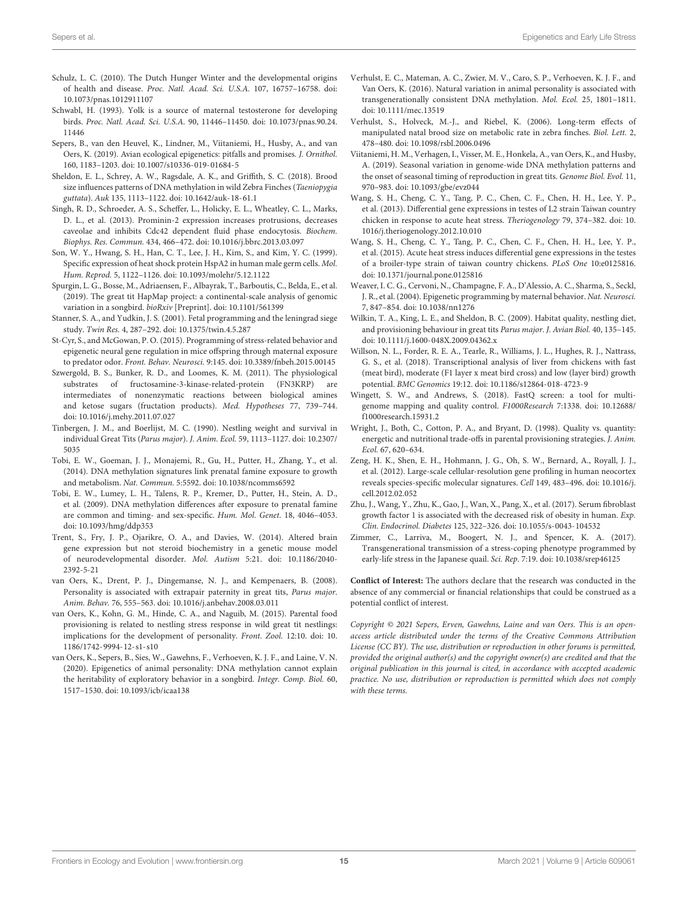Schulz, L. C. (2010). The Dutch Hunger Winter and the developmental origins of health and disease. *Proc. Natl. Acad. Sci. U.S.A.* 107, 16757–16758. doi: 10.1073/pnas.1012911107

Schwabl, H. (1993). Yolk is a source of maternal testosterone for developing birds. *Proc. Natl. Acad. Sci. U.S.A.* 90, 11446–11450. doi: 10.1073/pnas.90.24.11446

Sepers, B., van den Heuvel, K., Lindner, M., Viitaniemi, H., Husby, A., and van Oers, K. (2019). Avian ecological epigenetics: pitfalls and promises. *J. Ornithol.* 160, 1183–1203. doi: 10.1007/s10336-019-01684-5

Sheldon, E. L., Schrey, A. W., Ragsdale, A. K., and Griffith, S. C. (2018). Brood size influences patterns of DNA methylation in wild Zebra Finches (*Taeniopygia guttata*). *Auk* 135, 1113–1122. doi: 10.1642/auk-18-61.1

Singh, R. D., Schroeder, A. S., Scheffer, L., Holicky, E. L., Wheatley, C. L., Marks, D. L., et al. (2013). Prominin-2 expression increases protrusions, decreases caveolae and inhibits Cdc42 dependent fluid phase endocytosis. *Biochem. Biophys. Res. Commun.* 434, 466–472. doi: 10.1016/j.bbrc.2013.03.097

Son, W. Y., Hwang, S. H., Han, C. T., Lee, J. H., Kim, S., and Kim, Y. C. (1999). Specific expression of heat shock protein HspA2 in human male germ cells. *Mol. Hum. Reprod.* 5, 1122–1126. doi: 10.1093/molehr/5.12.1122

Spurgin, L. G., Bosse, M., Adriaensen, F., Albayrak, T., Barboutis, C., Belda, E., et al. (2019). The great tit HapMap project: a continental-scale analysis of genomic variation in a songbird. *bioRxiv* [Preprint]. doi: 10.1101/561399

Stanner, S. A., and Yudkin, J. S. (2001). Fetal programming and the leningrad siege study. *Twin Res.* 4, 287–292. doi: 10.1375/twin.4.5.287

St-Cyr, S., and McGowan, P. O. (2015). Programming of stress-related behavior and epigenetic neural gene regulation in mice offspring through maternal exposure to predator odor. *Front. Behav. Neurosci.* 9:145. doi: 10.3389/fnbeh.2015.00145

Szwergold, B. S., Bunker, R. D., and Loomes, K. M. (2011). The physiological substrates of fructosamine-3-kinase-related-protein (FN3KRP) are intermediates of nonenzymatic reactions between biological amines and ketose sugars (fructation products). *Med. Hypotheses* 77, 739–744. doi: 10.1016/j.mehy.2011.07.027

Tinbergen, J. M., and Boerlijst, M. C. (1990). Nestling weight and survival in individual Great Tits (*Parus major*). *J. Anim. Ecol.* 59, 1113–1127. doi: 10.2307/5035

Tobi, E. W., Goeman, J. J., Monajemi, R., Gu, H., Putter, H., Zhang, Y., et al. (2014). DNA methylation signatures link prenatal famine exposure to growth and metabolism. *Nat. Commun.* 5:5592. doi: 10.1038/ncomms6592

Tobi, E. W., Lumey, L. H., Talens, R. P., Kremer, D., Putter, H., Stein, A. D., et al. (2009). DNA methylation differences after exposure to prenatal famine are common and timing- and sex-specific. *Hum. Mol. Genet.* 18, 4046–4053. doi: 10.1093/hmg/ddp353

Trent, S., Fry, J. P., Ojarikre, O. A., and Davies, W. (2014). Altered brain gene expression but not steroid biochemistry in a genetic mouse model of neurodevelopmental disorder. *Mol. Autism* 5:21. doi: 10.1186/2040-2392-5-21

van Oers, K., Drent, P. J., Dingemanse, N. J., and Kempenaers, B. (2008). Personality is associated with extrapair paternity in great tits, *Parus major*. *Anim. Behav.* 76, 555–563. doi: 10.1016/j.anbehav.2008.03.011

van Oers, K., Kohn, G. M., Hinde, C. A., and Naguib, M. (2015). Parental food provisioning is related to nestling stress response in wild great tit nestlings: implications for the development of personality. *Front. Zool.* 12:10. doi: 10.1186/1742-9994-12-s1-s10

van Oers, K., Sepers, B., Sies, W., Gawehns, F., Verhoeven, K. J. F., and Laine, V. N. (2020). Epigenetics of animal personality: DNA methylation cannot explain the heritability of exploratory behavior in a songbird. *Integr. Comp. Biol.* 60, 1517–1530. doi: 10.1093/icb/icaa138

Verhulst, E. C., Mateman, A. C., Zwier, M. V., Caro, S. P., Verhoeven, K. J. F., and Van Oers, K. (2016). Natural variation in animal personality is associated with transgenerationally consistent DNA methylation. *Mol. Ecol.* 25, 1801–1811. doi: 10.1111/mec.13519

Verhulst, S., Holveck, M.-J., and Riebel, K. (2006). Long-term effects of manipulated natal brood size on metabolic rate in zebra finches. *Biol. Lett.* 2, 478–480. doi: 10.1098/rsbl.2006.0496

Viitaniemi, H. M., Verhagen, I., Visser, M. E., Honkela, A., van Oers, K., and Husby, A. (2019). Seasonal variation in genome-wide DNA methylation patterns and the onset of seasonal timing of reproduction in great tits. *Genome Biol. Evol.* 11, 970–983. doi: 10.1093/gbe/evz044

Wang, S. H., Cheng, C. Y., Tang, P. C., Chen, C. F., Chen, H. H., Lee, Y. P., et al. (2013). Differential gene expressions in testes of L2 strain Taiwan country chicken in response to acute heat stress. *Theriogenology* 79, 374–382. doi: 10.1016/j.theriogenology.2012.10.010

Wang, S. H., Cheng, C. Y., Tang, P. C., Chen, C. F., Chen, H. H., Lee, Y. P., et al. (2015). Acute heat stress induces differential gene expressions in the testes of a broiler-type strain of taiwan country chickens. *PLoS One* 10:e0125816. doi: 10.1371/journal.pone.0125816

Weaver, I. C. G., Cervoni, N., Champagne, F. A., D'Alessio, A. C., Sharma, S., Seckl, J. R., et al. (2004). Epigenetic programming by maternal behavior. *Nat. Neurosci.* 7, 847–854. doi: 10.1038/nn1276

Wilkin, T. A., King, L. E., and Sheldon, B. C. (2009). Habitat quality, nestling diet, and provisioning behaviour in great tits *Parus major*. *J. Avian Biol.* 40, 135–145. doi: 10.1111/j.1600-048X.2009.04362.x

Willson, N. L., Forder, R. E. A., Tearle, R., Williams, J. L., Hughes, R. J., Nattrass, G. S., et al. (2018). Transcriptional analysis of liver from chickens with fast (meat bird), moderate (F1 layer x meat bird cross) and low (layer bird) growth potential. *BMC Genomics* 19:12. doi: 10.1186/s12864-018-4723-9

Wingett, S. W., and Andrews, S. (2018). FastQ screen: a tool for multi-genome mapping and quality control. *F1000Research* 7:1338. doi: 10.12688/f1000research.15931.2

Wright, J., Both, C., Cotton, P. A., and Bryant, D. (1998). Quality vs. quantity: energetic and nutritional trade-offs in parental provisioning strategies. *J. Anim. Ecol.* 67, 620–634.

Zeng, H. K., Shen, E. H., Hohmann, J. G., Oh, S. W., Bernard, A., Royall, J. J., et al. (2012). Large-scale cellular-resolution gene profiling in human neocortex reveals species-specific molecular signatures. *Cell* 149, 483–496. doi: 10.1016/j.cell.2012.02.052

Zhu, J., Wang, Y., Zhu, K., Gao, J., Wan, X., Pang, X., et al. (2017). Serum fibroblast growth factor 1 is associated with the decreased risk of obesity in human. *Exp. Clin. Endocrinol. Diabetes* 125, 322–326. doi: 10.1055/s-0043-104532

Zimmer, C., Larriva, M., Boogert, N. J., and Spencer, K. A. (2017). Transgenerational transmission of a stress-coping phenotype programmed by early-life stress in the Japanese quail. *Sci. Rep.* 7:19. doi: 10.1038/srep46125

**Conflict of Interest:** The authors declare that the research was conducted in the absence of any commercial or financial relationships that could be construed as a potential conflict of interest.

*Copyright © 2021 Sepers, Erven, Gawehns, Laine and van Oers. This is an open-access article distributed under the terms of the Creative Commons Attribution License (CC BY). The use, distribution or reproduction in other forums is permitted, provided the original author(s) and the copyright owner(s) are credited and that the original publication in this journal is cited, in accordance with accepted academic practice. No use, distribution or reproduction is permitted which does not comply with these terms.*